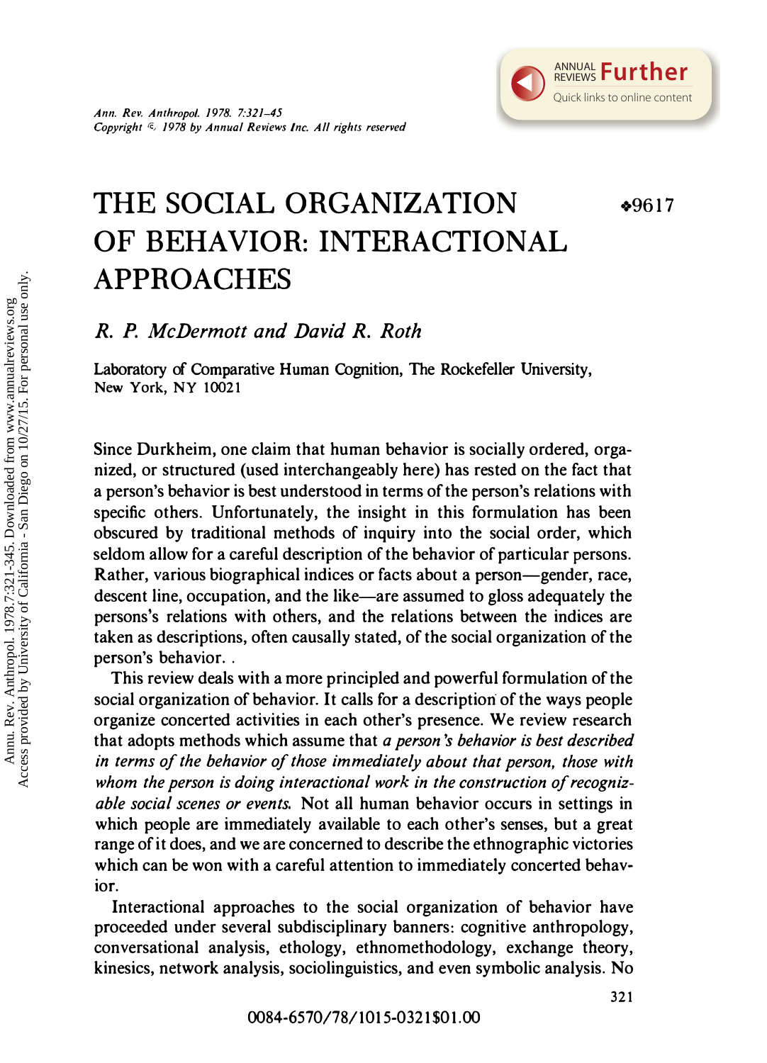# THE SOCIAL ORGANIZATION OF BEHAVIOR: INTERACTIONAL APPROACHES

❖9617

*R. P. McDermott and David R. Roth*

Laboratory of Comparative Human Cognition, The Rockefeller University, New York, NY 10021

Since Durkheim, one claim that human behavior is socially ordered, organized, or structured (used interchangeably here) has rested on the fact that a person's behavior is best understood in terms of the person's relations with specific others. Unfortunately, the insight in this formulation has been obscured by traditional methods of inquiry into the social order, which seldom allow for a careful description of the behavior of particular persons. Rather, various biographical indices or facts about a person—gender, race, descent line, occupation, and the like—are assumed to gloss adequately the persons's relations with others, and the relations between the indices are taken as descriptions, often causally stated, of the social organization of the person's behavior. .

This review deals with a more principled and powerful formulation of the social organization of behavior. It calls for a description of the ways people organize concerted activities in each other's presence. We review research that adopts methods which assume that *a person's behavior is best described in terms of the behavior of those immediately about that person, those with whom the person is doing interactional work in the construction of recognizable social scenes or events.* Not all human behavior occurs in settings in which people are immediately available to each other's senses, but a great range of it does, and we are concerned to describe the ethnographic victories which can be won with a careful attention to immediately concerted behavior.

Interactional approaches to the social organization of behavior have proceeded under several subdisciplinary banners: cognitive anthropology, conversational analysis, ethology, ethnomethodology, exchange theory, kinesics, network analysis, sociolinguistics, and even symbolic analysis. No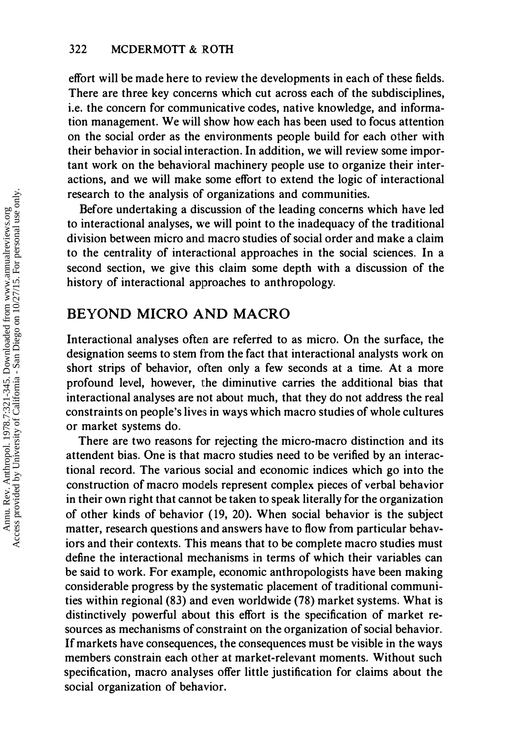effort will be made here to review the developments in each of these fields. There are three key concerns which cut across each of the subdisciplines, i.e. the concern for communicative codes, native knowledge, and information management. We will show how each has been used to focus attention on the social order as the environments people build for each other with their behavior in social interaction. In addition, we will review some important work on the behavioral machinery people use to organize their interactions, and we will make some effort to extend the logic of interactional research to the analysis of organizations and communities.

Before undertaking a discussion of the leading concerns which have led to interactional analyses, we will point to the inadequacy of the traditional division between micro and macro studies of social order and make a claim to the centrality of interactional approaches in the social sciences. In a second section, we give this claim some depth with a discussion of the history of interactional approaches to anthropology.

## BEYOND MICRO AND MACRO

Interactional analyses often are referred to as micro. On the surface, the designation seems to stem from the fact that interactional analysts work on short strips of behavior, often only a few seconds at a time. At a more profound level, however, the diminutive carries the additional bias that interactional analyses are not about much, that they do not address the real constraints on people's lives in ways which macro studies of whole cultures or market systems do.

There are two reasons for rejecting the micro-macro distinction and its attendent bias. One is that macro studies need to be verified by an interactional record. The various social and economic indices which go into the construction of macro models represent complex pieces of verbal behavior in their own right that cannot be taken to speak literally for the organization of other kinds of behavior (19, 20). When social behavior is the subject matter, research questions and answers have to flow from particular behaviors and their contexts. This means that to be complete macro studies must define the interactional mechanisms in terms of which their variables can be said to work. For example, economic anthropologists have been making considerable progress by the systematic placement of traditional communities within regional (83) and even worldwide (78) market systems. What is distinctively powerful about this effort is the specification of market resources as mechanisms of constraint on the organization of social behavior. If markets have consequences, the consequences must be visible in the ways members constrain each other at market-relevant moments. Without such specification, macro analyses offer little justification for claims about the social organization of behavior.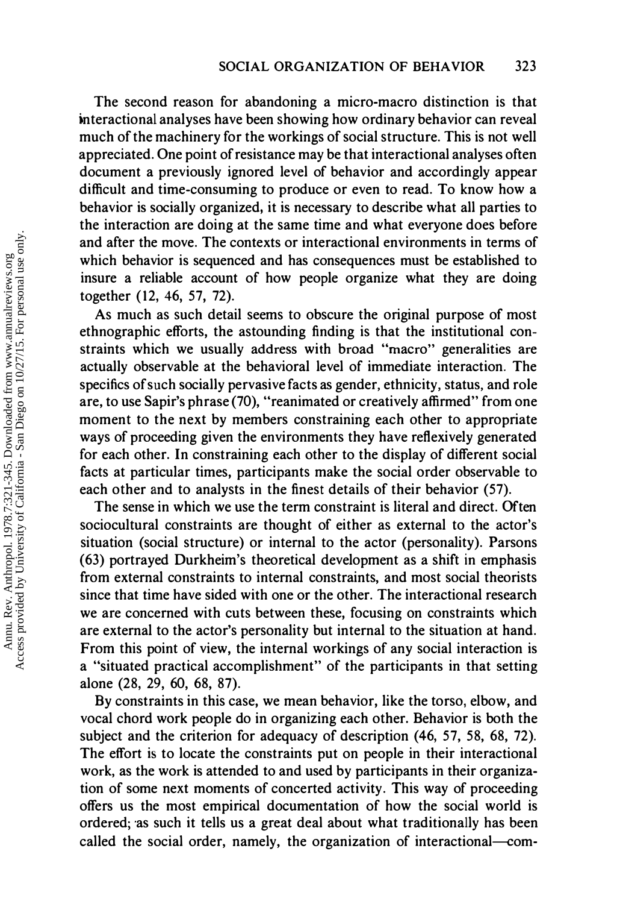The second reason for abandoning a micro-macro distinction is that interactional analyses have been showing how ordinary behavior can reveal much of the machinery for the workings of social structure. This is not well appreciated. One point of resistance may be that interactional analyses often document a previously ignored level of behavior and accordingly appear difficult and time-consuming to produce or even to read. To know how a behavior is socially organized, it is necessary to describe what all parties to the interaction are doing at the same time and what everyone does before and after the move. The contexts or interactional environments in terms of which behavior is sequenced and has consequences must be established to insure a reliable account of how people organize what they are doing together (12, 46, 57, 72).

As much as such detail seems to obscure the original purpose of most ethnographic efforts, the astounding finding is that the institutional constraints which we usually address with broad "macro" generalities are actually observable at the behavioral level of immediate interaction. The specifics of such socially pervasive facts as gender, ethnicity, status, and role are, to use Sapir's phrase (70), "reanimated or creatively affirmed" from one moment to the next by members constraining each other to appropriate ways of proceeding given the environments they have reflexively generated for each other. In constraining each other to the display of different social facts at particular times, participants make the social order observable to each other and to analysts in the finest details of their behavior (57).

The sense in which we use the term constraint is literal and direct. Often sociocultural constraints are thought of either as external to the actor's situation (social structure) or internal to the actor (personality). Parsons (63) portrayed Durkheim's theoretical development as a shift in emphasis from external constraints to internal constraints, and most social theorists since that time have sided with one or the other. The interactional research we are concerned with cuts between these, focusing on constraints which are external to the actor's personality but internal to the situation at hand. From this point of view, the internal workings of any social interaction is a "situated practical accomplishment" of the participants in that setting alone (28, 29, 60, 68, 87).

By constraints in this case, we mean behavior, like the torso, elbow, and vocal chord work people do in organizing each other. Behavior is both the subject and the criterion for adequacy of description (46, 57, 58, 68, 72). The effort is to locate the constraints put on people in their interactional work, as the work is attended to and used by participants in their organization of some next moments of concerted activity. This way of proceeding offers us the most empirical documentation of how the social world is ordered; as such it tells us a great deal about what traditionally has been called the social order, namely, the organization of interactional—com-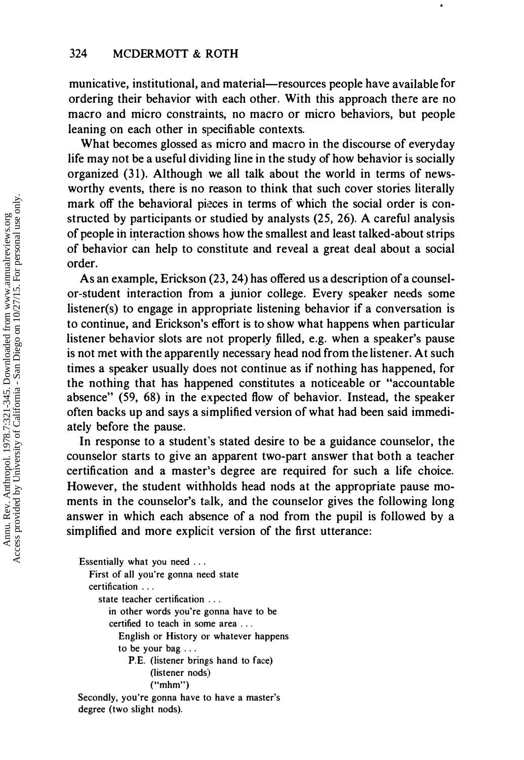municative, institutional, and material—resources people have available for ordering their behavior with each other. With this approach there are no macro and micro constraints, no macro or micro behaviors, but people leaning on each other in specifiable contexts.

What becomes glossed as micro and macro in the discourse of everyday life may not be a useful dividing line in the study of how behavior is socially organized (31). Although we all talk about the world in terms of newsworthy events, there is no reason to think that such cover stories literally mark off the behavioral pieces in terms of which the social order is constructed by participants or studied by analysts (25, 26). A careful analysis of people in interaction shows how the smallest and least talked-about strips of behavior can help to constitute and reveal a great deal about a social order.

As an example, Erickson (23, 24) has offered us a description of a counselor-student interaction from a junior college. Every speaker needs some listener(s) to engage in appropriate listening behavior if a conversation is to continue, and Erickson's effort is to show what happens when particular listener behavior slots are not properly filled, e.g. when a speaker's pause is not met with the apparently necessary head nod from the listener. At such times a speaker usually does not continue as if nothing has happened, for the nothing that has happened constitutes a noticeable or "accountable absence" (59, 68) in the expected flow of behavior. Instead, the speaker often backs up and says a simplified version of what had been said immediately before the pause.

In response to a student's stated desire to be a guidance counselor, the counselor starts to give an apparent two-part answer that both a teacher certification and a master's degree are required for such a life choice. However, the student withholds head nods at the appropriate pause moments in the counselor's talk, and the counselor gives the following long answer in which each absence of a nod from the pupil is followed by a simplified and more explicit version of the first utterance:

```
Essentially what you need . . .
  First of all you're gonna need state
  certification . . .
    state teacher certification . . .
      in other words you're gonna have to be
      certified to teach in some area . . .
        English or History or whatever happens
        to be your bag . . .
          P.E. (listener brings hand to face)
               (listener nods)
               ("mhm")
Secondly, you're gonna have to have a master's
degree (two slight nods).
```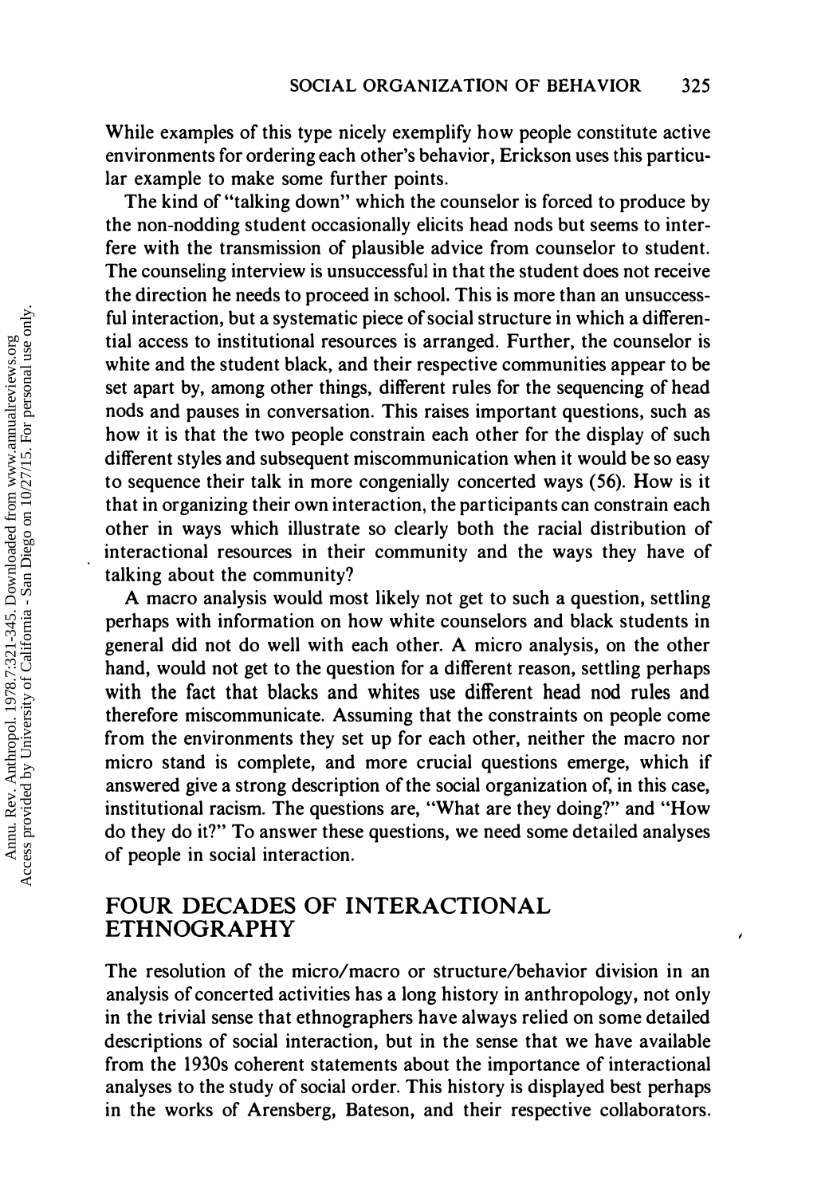While examples of this type nicely exemplify how people constitute active environments for ordering each other's behavior, Erickson uses this particular example to make some further points.

The kind of "talking down" which the counselor is forced to produce by the non-nodding student occasionally elicits head nods but seems to interfere with the transmission of plausible advice from counselor to student. The counseling interview is unsuccessful in that the student does not receive the direction he needs to proceed in school. This is more than an unsuccessful interaction, but a systematic piece of social structure in which a differential access to institutional resources is arranged. Further, the counselor is white and the student black, and their respective communities appear to be set apart by, among other things, different rules for the sequencing of head nods and pauses in conversation. This raises important questions, such as how it is that the two people constrain each other for the display of such different styles and subsequent miscommunication when it would be so easy to sequence their talk in more congenially concerted ways (56). How is it that in organizing their own interaction, the participants can constrain each other in ways which illustrate so clearly both the racial distribution of interactional resources in their community and the ways they have of talking about the community?

A macro analysis would most likely not get to such a question, settling perhaps with information on how white counselors and black students in general did not do well with each other. A micro analysis, on the other hand, would not get to the question for a different reason, settling perhaps with the fact that blacks and whites use different head nod rules and therefore miscommunicate. Assuming that the constraints on people come from the environments they set up for each other, neither the macro nor micro stand is complete, and more crucial questions emerge, which if answered give a strong description of the social organization of, in this case, institutional racism. The questions are, "What are they doing?" and "How do they do it?" To answer these questions, we need some detailed analyses of people in social interaction.

## FOUR DECADES OF INTERACTIONAL ETHNOGRAPHY

The resolution of the micro/macro or structure/behavior division in an analysis of concerted activities has a long history in anthropology, not only in the trivial sense that ethnographers have always relied on some detailed descriptions of social interaction, but in the sense that we have available from the 1930s coherent statements about the importance of interactional analyses to the study of social order. This history is displayed best perhaps in the works of Arensberg, Bateson, and their respective collaborators.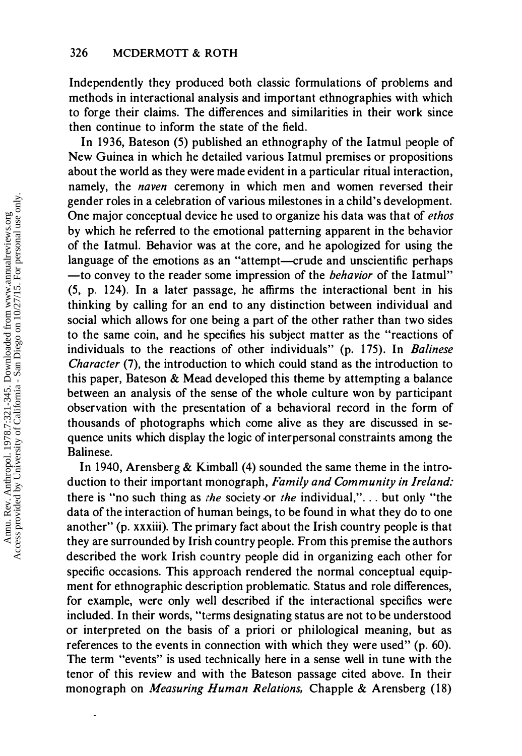Independently they produced both classic formulations of problems and methods in interactional analysis and important ethnographies with which to forge their claims. The differences and similarities in their work since then continue to inform the state of the field.

In 1936, Bateson (5) published an ethnography of the Iatmul people of New Guinea in which he detailed various Iatmul premises or propositions about the world as they were made evident in a particular ritual interaction, namely, the *naven* ceremony in which men and women reversed their gender roles in a celebration of various milestones in a child's development. One major conceptual device he used to organize his data was that of *ethos* by which he referred to the emotional patterning apparent in the behavior of the Iatmul. Behavior was at the core, and he apologized for using the language of the emotions as an "attempt—crude and unscientific perhaps—to convey to the reader some impression of the *behavior* of the Iatmul" (5, p. 124). In a later passage, he affirms the interactional bent in his thinking by calling for an end to any distinction between individual and social which allows for one being a part of the other rather than two sides to the same coin, and he specifies his subject matter as the "reactions of individuals to the reactions of other individuals" (p. 175). In *Balinese Character* (7), the introduction to which could stand as the introduction to this paper, Bateson & Mead developed this theme by attempting a balance between an analysis of the sense of the whole culture won by participant observation with the presentation of a behavioral record in the form of thousands of photographs which come alive as they are discussed in sequence units which display the logic of interpersonal constraints among the Balinese.

In 1940, Arensberg & Kimball (4) sounded the same theme in the introduction to their important monograph, *Family and Community in Ireland:* there is "no such thing as *the* society or *the* individual,"... but only "the data of the interaction of human beings, to be found in what they do to one another" (p. xxxiii). The primary fact about the Irish country people is that they are surrounded by Irish country people. From this premise the authors described the work Irish country people did in organizing each other for specific occasions. This approach rendered the normal conceptual equipment for ethnographic description problematic. Status and role differences, for example, were only well described if the interactional specifics were included. In their words, "terms designating status are not to be understood or interpreted on the basis of a priori or philological meaning, but as references to the events in connection with which they were used" (p. 60). The term "events" is used technically here in a sense well in tune with the tenor of this review and with the Bateson passage cited above. In their monograph on *Measuring Human Relations,* Chapple & Arensberg (18)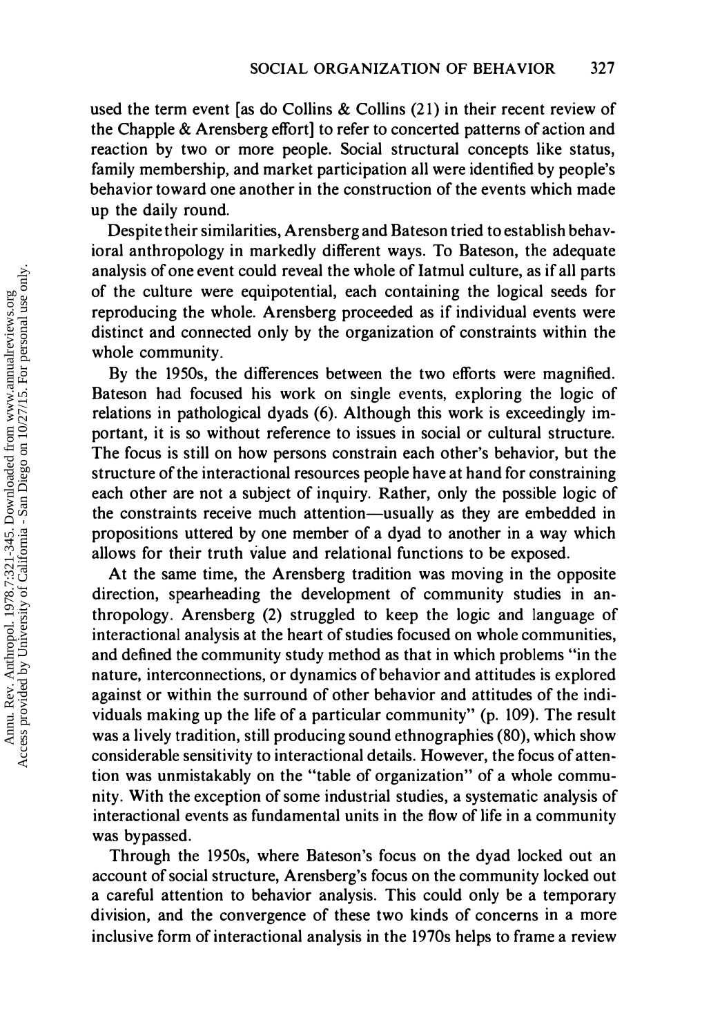used the term event [as do Collins & Collins (21) in their recent review of the Chapple & Arensberg effort] to refer to concerted patterns of action and reaction by two or more people. Social structural concepts like status, family membership, and market participation all were identified by people's behavior toward one another in the construction of the events which made up the daily round.

Despite their similarities, Arensberg and Bateson tried to establish behavioral anthropology in markedly different ways. To Bateson, the adequate analysis of one event could reveal the whole of Iatmul culture, as if all parts of the culture were equipotential, each containing the logical seeds for reproducing the whole. Arensberg proceeded as if individual events were distinct and connected only by the organization of constraints within the whole community.

By the 1950s, the differences between the two efforts were magnified. Bateson had focused his work on single events, exploring the logic of relations in pathological dyads (6). Although this work is exceedingly important, it is so without reference to issues in social or cultural structure. The focus is still on how persons constrain each other's behavior, but the structure of the interactional resources people have at hand for constraining each other are not a subject of inquiry. Rather, only the possible logic of the constraints receive much attention—usually as they are embedded in propositions uttered by one member of a dyad to another in a way which allows for their truth value and relational functions to be exposed.

At the same time, the Arensberg tradition was moving in the opposite direction, spearheading the development of community studies in anthropology. Arensberg (2) struggled to keep the logic and language of interactional analysis at the heart of studies focused on whole communities, and defined the community study method as that in which problems "in the nature, interconnections, or dynamics of behavior and attitudes is explored against or within the surround of other behavior and attitudes of the individuals making up the life of a particular community" (p. 109). The result was a lively tradition, still producing sound ethnographies (80), which show considerable sensitivity to interactional details. However, the focus of attention was unmistakably on the "table of organization" of a whole community. With the exception of some industrial studies, a systematic analysis of interactional events as fundamental units in the flow of life in a community was bypassed.

Through the 1950s, where Bateson's focus on the dyad locked out an account of social structure, Arensberg's focus on the community locked out a careful attention to behavior analysis. This could only be a temporary division, and the convergence of these two kinds of concerns in a more inclusive form of interactional analysis in the 1970s helps to frame a review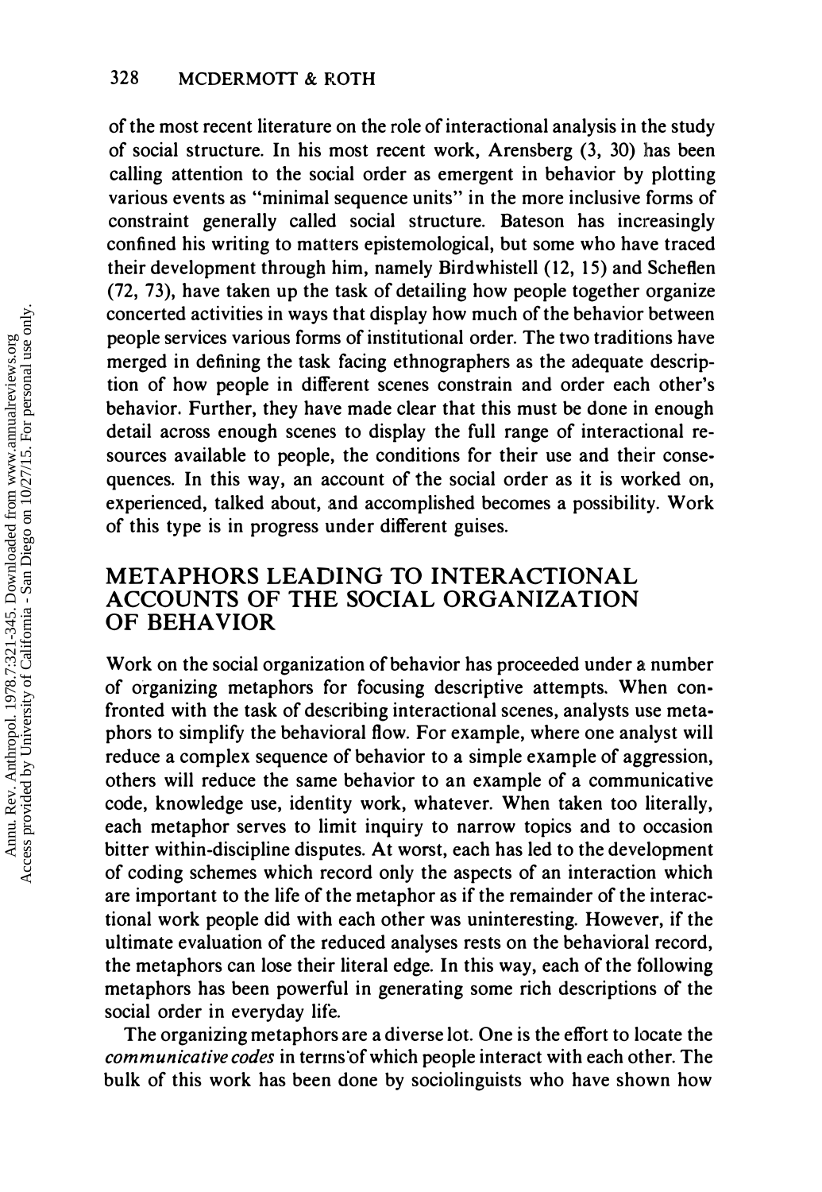of the most recent literature on the role of interactional analysis in the study of social structure. In his most recent work, Arensberg (3, 30) has been calling attention to the social order as emergent in behavior by plotting various events as "minimal sequence units" in the more inclusive forms of constraint generally called social structure. Bateson has increasingly confined his writing to matters epistemological, but some who have traced their development through him, namely Birdwhistell (12, 15) and Scheflen (72, 73), have taken up the task of detailing how people together organize concerted activities in ways that display how much of the behavior between people services various forms of institutional order. The two traditions have merged in defining the task facing ethnographers as the adequate description of how people in different scenes constrain and order each other's behavior. Further, they have made clear that this must be done in enough detail across enough scenes to display the full range of interactional resources available to people, the conditions for their use and their consequences. In this way, an account of the social order as it is worked on, experienced, talked about, and accomplished becomes a possibility. Work of this type is in progress under different guises.

## METAPHORS LEADING TO INTERACTIONAL ACCOUNTS OF THE SOCIAL ORGANIZATION OF BEHAVIOR

Work on the social organization of behavior has proceeded under a number of organizing metaphors for focusing descriptive attempts. When confronted with the task of describing interactional scenes, analysts use metaphors to simplify the behavioral flow. For example, where one analyst will reduce a complex sequence of behavior to a simple example of aggression, others will reduce the same behavior to an example of a communicative code, knowledge use, identity work, whatever. When taken too literally, each metaphor serves to limit inquiry to narrow topics and to occasion bitter within-discipline disputes. At worst, each has led to the development of coding schemes which record only the aspects of an interaction which are important to the life of the metaphor as if the remainder of the interactional work people did with each other was uninteresting. However, if the ultimate evaluation of the reduced analyses rests on the behavioral record, the metaphors can lose their literal edge. In this way, each of the following metaphors has been powerful in generating some rich descriptions of the social order in everyday life.

The organizing metaphors are a diverse lot. One is the effort to locate the *communicative codes* in terms of which people interact with each other. The bulk of this work has been done by sociolinguists who have shown how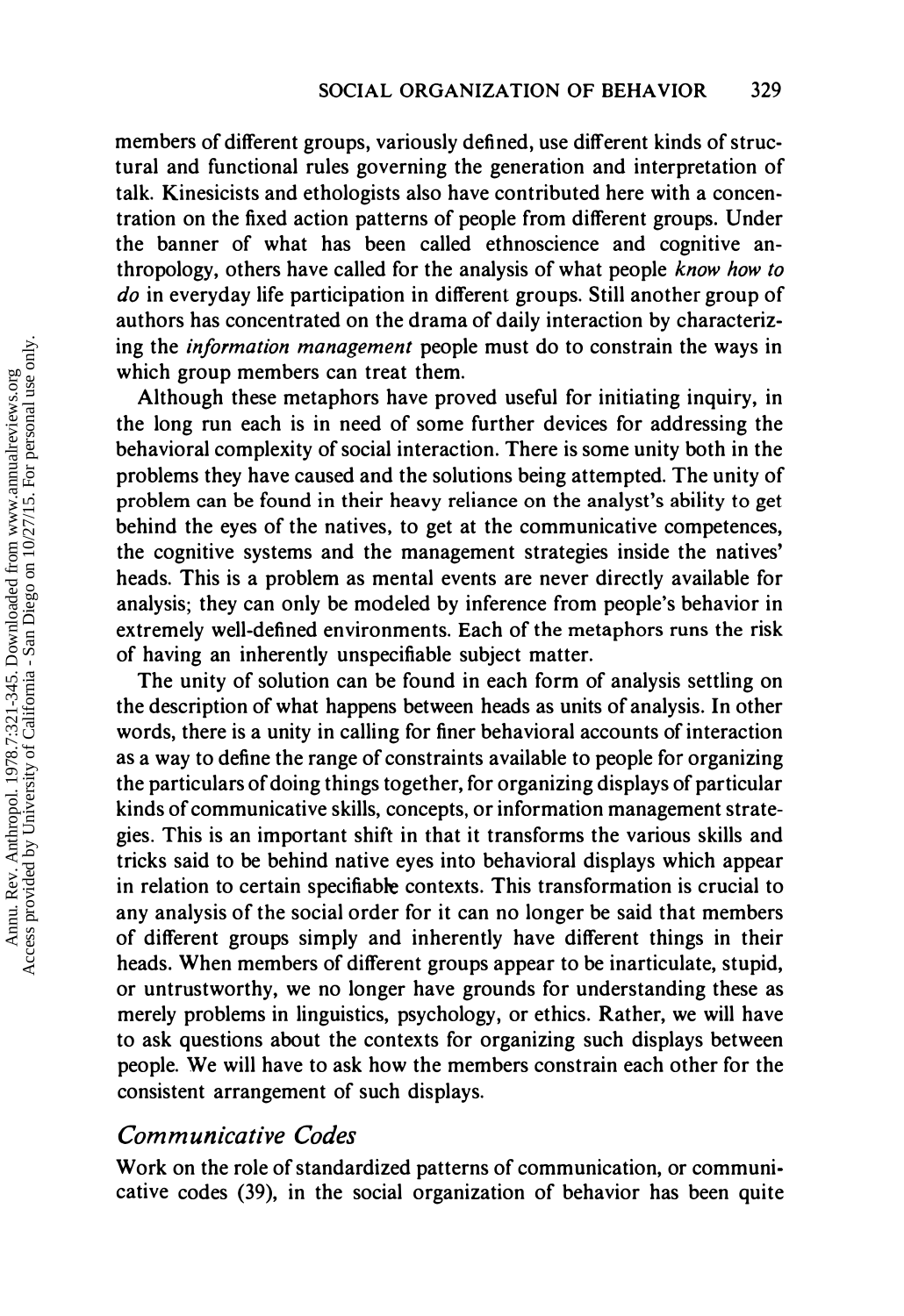members of different groups, variously defined, use different kinds of structural and functional rules governing the generation and interpretation of talk. Kinesicists and ethologists also have contributed here with a concentration on the fixed action patterns of people from different groups. Under the banner of what has been called ethnoscience and cognitive anthropology, others have called for the analysis of what people *know how to do* in everyday life participation in different groups. Still another group of authors has concentrated on the drama of daily interaction by characterizing the *information management* people must do to constrain the ways in which group members can treat them.

Although these metaphors have proved useful for initiating inquiry, in the long run each is in need of some further devices for addressing the behavioral complexity of social interaction. There is some unity both in the problems they have caused and the solutions being attempted. The unity of problem can be found in their heavy reliance on the analyst's ability to get behind the eyes of the natives, to get at the communicative competences, the cognitive systems and the management strategies inside the natives' heads. This is a problem as mental events are never directly available for analysis; they can only be modeled by inference from people's behavior in extremely well-defined environments. Each of the metaphors runs the risk of having an inherently unspecifiable subject matter.

The unity of solution can be found in each form of analysis settling on the description of what happens between heads as units of analysis. In other words, there is a unity in calling for finer behavioral accounts of interaction as a way to define the range of constraints available to people for organizing the particulars of doing things together, for organizing displays of particular kinds of communicative skills, concepts, or information management strategies. This is an important shift in that it transforms the various skills and tricks said to be behind native eyes into behavioral displays which appear in relation to certain specifiable contexts. This transformation is crucial to any analysis of the social order for it can no longer be said that members of different groups simply and inherently have different things in their heads. When members of different groups appear to be inarticulate, stupid, or untrustworthy, we no longer have grounds for understanding these as merely problems in linguistics, psychology, or ethics. Rather, we will have to ask questions about the contexts for organizing such displays between people. We will have to ask how the members constrain each other for the consistent arrangement of such displays.

## *Communicative Codes*

Work on the role of standardized patterns of communication, or communicative codes (39), in the social organization of behavior has been quite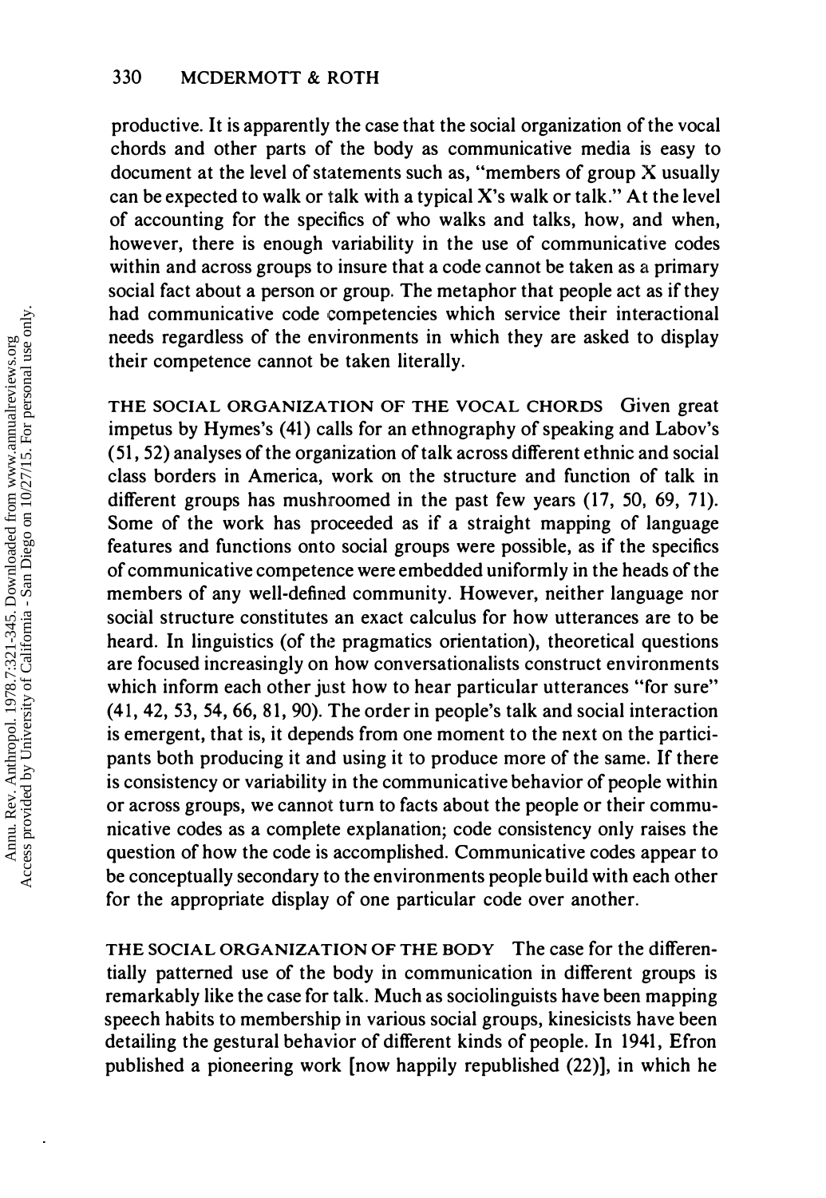productive. It is apparently the case that the social organization of the vocal chords and other parts of the body as communicative media is easy to document at the level of statements such as, "members of group X usually can be expected to walk or talk with a typical X's walk or talk." At the level of accounting for the specifics of who walks and talks, how, and when, however, there is enough variability in the use of communicative codes within and across groups to insure that a code cannot be taken as a primary social fact about a person or group. The metaphor that people act as if they had communicative code competencies which service their interactional needs regardless of the environments in which they are asked to display their competence cannot be taken literally.

THE SOCIAL ORGANIZATION OF THE VOCAL CHORDS Given great impetus by Hymes's (41) calls for an ethnography of speaking and Labov's (51, 52) analyses of the organization of talk across different ethnic and social class borders in America, work on the structure and function of talk in different groups has mushroomed in the past few years (17, 50, 69, 71). Some of the work has proceeded as if a straight mapping of language features and functions onto social groups were possible, as if the specifics of communicative competence were embedded uniformly in the heads of the members of any well-defined community. However, neither language nor social structure constitutes an exact calculus for how utterances are to be heard. In linguistics (of the pragmatics orientation), theoretical questions are focused increasingly on how conversationalists construct environments which inform each other just how to hear particular utterances "for sure" (41, 42, 53, 54, 66, 81, 90). The order in people's talk and social interaction is emergent, that is, it depends from one moment to the next on the participants both producing it and using it to produce more of the same. If there is consistency or variability in the communicative behavior of people within or across groups, we cannot turn to facts about the people or their communicative codes as a complete explanation; code consistency only raises the question of how the code is accomplished. Communicative codes appear to be conceptually secondary to the environments people build with each other for the appropriate display of one particular code over another.

THE SOCIAL ORGANIZATION OF THE BODY The case for the differentially patterned use of the body in communication in different groups is remarkably like the case for talk. Much as sociolinguists have been mapping speech habits to membership in various social groups, kinesicists have been detailing the gestural behavior of different kinds of people. In 1941, Efron published a pioneering work [now happily republished (22)], in which he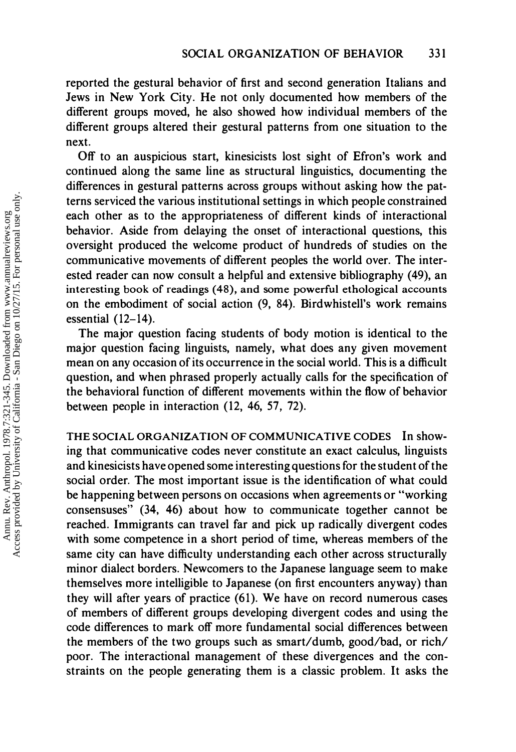reported the gestural behavior of first and second generation Italians and Jews in New York City. He not only documented how members of the different groups moved, he also showed how individual members of the different groups altered their gestural patterns from one situation to the next.

Off to an auspicious start, kinesicists lost sight of Efron's work and continued along the same line as structural linguistics, documenting the differences in gestural patterns across groups without asking how the patterns serviced the various institutional settings in which people constrained each other as to the appropriateness of different kinds of interactional behavior. Aside from delaying the onset of interactional questions, this oversight produced the welcome product of hundreds of studies on the communicative movements of different peoples the world over. The interested reader can now consult a helpful and extensive bibliography (49), an interesting book of readings (48), and some powerful ethological accounts on the embodiment of social action (9, 84). Birdwhistell's work remains essential (12–14).

The major question facing students of body motion is identical to the major question facing linguists, namely, what does any given movement mean on any occasion of its occurrence in the social world. This is a difficult question, and when phrased properly actually calls for the specification of the behavioral function of different movements within the flow of behavior between people in interaction (12, 46, 57, 72).

THE SOCIAL ORGANIZATION OF COMMUNICATIVE CODES In showing that communicative codes never constitute an exact calculus, linguists and kinesicists have opened some interesting questions for the student of the social order. The most important issue is the identification of what could be happening between persons on occasions when agreements or "working consensuses" (34, 46) about how to communicate together cannot be reached. Immigrants can travel far and pick up radically divergent codes with some competence in a short period of time, whereas members of the same city can have difficulty understanding each other across structurally minor dialect borders. Newcomers to the Japanese language seem to make themselves more intelligible to Japanese (on first encounters anyway) than they will after years of practice (61). We have on record numerous cases of members of different groups developing divergent codes and using the code differences to mark off more fundamental social differences between the members of the two groups such as smart/dumb, good/bad, or rich/poor. The interactional management of these divergences and the constraints on the people generating them is a classic problem. It asks the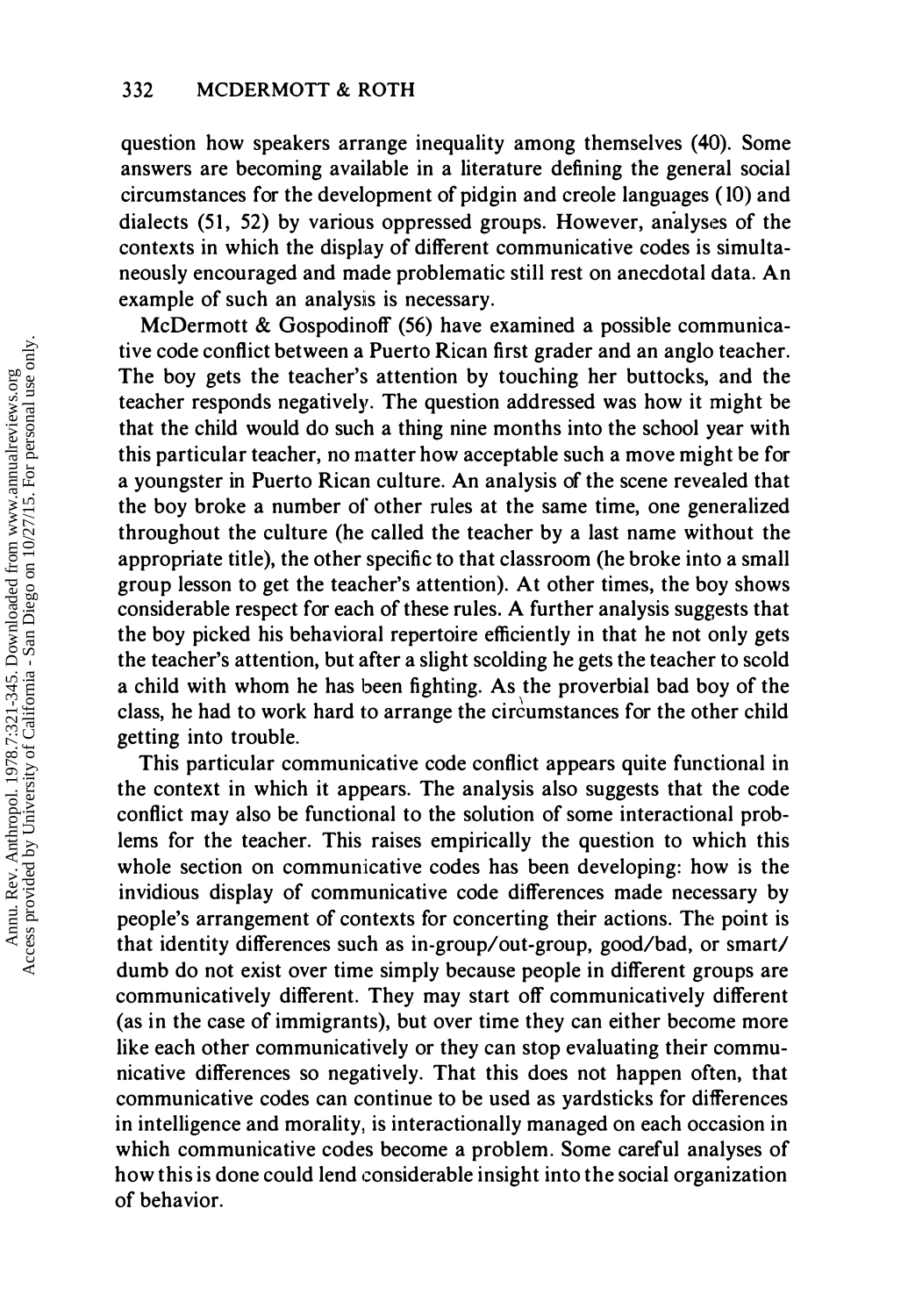question how speakers arrange inequality among themselves (40). Some answers are becoming available in a literature defining the general social circumstances for the development of pidgin and creole languages (10) and dialects (51, 52) by various oppressed groups. However, analyses of the contexts in which the display of different communicative codes is simultaneously encouraged and made problematic still rest on anecdotal data. An example of such an analysis is necessary.

McDermott & Gospodinoff (56) have examined a possible communicative code conflict between a Puerto Rican first grader and an anglo teacher. The boy gets the teacher's attention by touching her buttocks, and the teacher responds negatively. The question addressed was how it might be that the child would do such a thing nine months into the school year with this particular teacher, no matter how acceptable such a move might be for a youngster in Puerto Rican culture. An analysis of the scene revealed that the boy broke a number of other rules at the same time, one generalized throughout the culture (he called the teacher by a last name without the appropriate title), the other specific to that classroom (he broke into a small group lesson to get the teacher's attention). At other times, the boy shows considerable respect for each of these rules. A further analysis suggests that the boy picked his behavioral repertoire efficiently in that he not only gets the teacher's attention, but after a slight scolding he gets the teacher to scold a child with whom he has been fighting. As the proverbial bad boy of the class, he had to work hard to arrange the circumstances for the other child getting into trouble.

This particular communicative code conflict appears quite functional in the context in which it appears. The analysis also suggests that the code conflict may also be functional to the solution of some interactional problems for the teacher. This raises empirically the question to which this whole section on communicative codes has been developing: how is the invidious display of communicative code differences made necessary by people's arrangement of contexts for concerting their actions. The point is that identity differences such as in-group/out-group, good/bad, or smart/dumb do not exist over time simply because people in different groups are communicatively different. They may start off communicatively different (as in the case of immigrants), but over time they can either become more like each other communicatively or they can stop evaluating their communicative differences so negatively. That this does not happen often, that communicative codes can continue to be used as yardsticks for differences in intelligence and morality, is interactionally managed on each occasion in which communicative codes become a problem. Some careful analyses of how this is done could lend considerable insight into the social organization of behavior.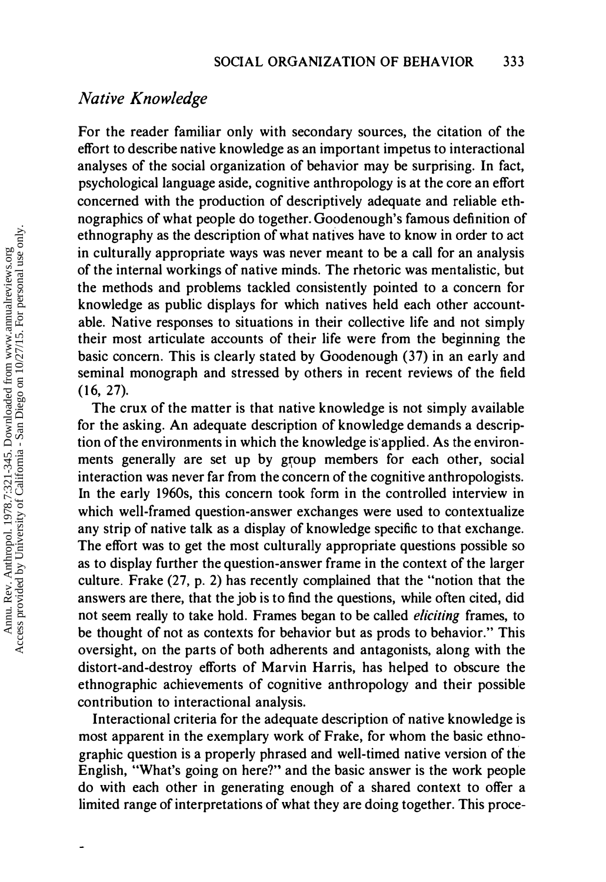## *Native Knowledge*

For the reader familiar only with secondary sources, the citation of the effort to describe native knowledge as an important impetus to interactional analyses of the social organization of behavior may be surprising. In fact, psychological language aside, cognitive anthropology is at the core an effort concerned with the production of descriptively adequate and reliable ethnographics of what people do together. Goodenough's famous definition of ethnography as the description of what natives have to know in order to act in culturally appropriate ways was never meant to be a call for an analysis of the internal workings of native minds. The rhetoric was mentalistic, but the methods and problems tackled consistently pointed to a concern for knowledge as public displays for which natives held each other accountable. Native responses to situations in their collective life and not simply their most articulate accounts of their life were from the beginning the basic concern. This is clearly stated by Goodenough (37) in an early and seminal monograph and stressed by others in recent reviews of the field (16, 27).

The crux of the matter is that native knowledge is not simply available for the asking. An adequate description of knowledge demands a description of the environments in which the knowledge is applied. As the environments generally are set up by group members for each other, social interaction was never far from the concern of the cognitive anthropologists. In the early 1960s, this concern took form in the controlled interview in which well-framed question-answer exchanges were used to contextualize any strip of native talk as a display of knowledge specific to that exchange. The effort was to get the most culturally appropriate questions possible so as to display further the question-answer frame in the context of the larger culture. Frake (27, p. 2) has recently complained that the "notion that the answers are there, that the job is to find the questions, while often cited, did not seem really to take hold. Frames began to be called *eliciting* frames, to be thought of not as contexts for behavior but as prods to behavior." This oversight, on the parts of both adherents and antagonists, along with the distort-and-destroy efforts of Marvin Harris, has helped to obscure the ethnographic achievements of cognitive anthropology and their possible contribution to interactional analysis.

Interactional criteria for the adequate description of native knowledge is most apparent in the exemplary work of Frake, for whom the basic ethnographic question is a properly phrased and well-timed native version of the English, "What's going on here?" and the basic answer is the work people do with each other in generating enough of a shared context to offer a limited range of interpretations of what they are doing together. This proce-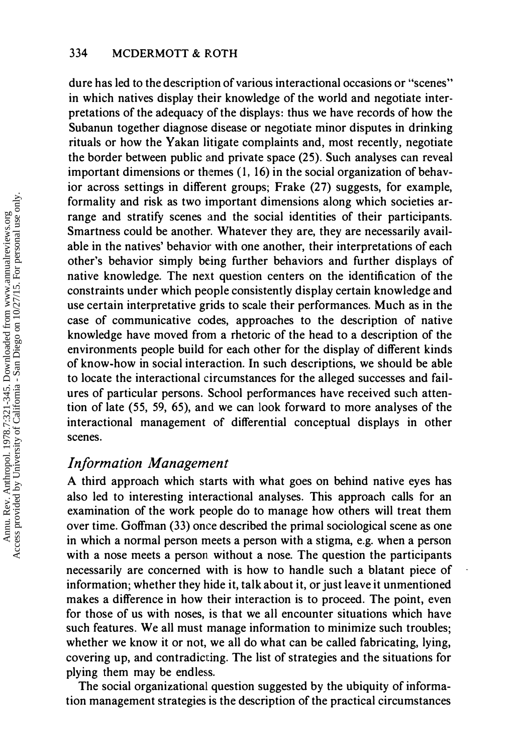dure has led to the description of various interactional occasions or "scenes" in which natives display their knowledge of the world and negotiate interpretations of the adequacy of the displays: thus we have records of how the Subanun together diagnose disease or negotiate minor disputes in drinking rituals or how the Yakan litigate complaints and, most recently, negotiate the border between public and private space (25). Such analyses can reveal important dimensions or themes (1, 16) in the social organization of behavior across settings in different groups; Frake (27) suggests, for example, formality and risk as two important dimensions along which societies arrange and stratify scenes and the social identities of their participants. Smartness could be another. Whatever they are, they are necessarily available in the natives' behavior with one another, their interpretations of each other's behavior simply being further behaviors and further displays of native knowledge. The next question centers on the identification of the constraints under which people consistently display certain knowledge and use certain interpretative grids to scale their performances. Much as in the case of communicative codes, approaches to the description of native knowledge have moved from a rhetoric of the head to a description of the environments people build for each other for the display of different kinds of know-how in social interaction. In such descriptions, we should be able to locate the interactional circumstances for the alleged successes and failures of particular persons. School performances have received such attention of late (55, 59, 65), and we can look forward to more analyses of the interactional management of differential conceptual displays in other scenes.

## *Information Management*

A third approach which starts with what goes on behind native eyes has also led to interesting interactional analyses. This approach calls for an examination of the work people do to manage how others will treat them over time. Goffman (33) once described the primal sociological scene as one in which a normal person meets a person with a stigma, e.g. when a person with a nose meets a person without a nose. The question the participants necessarily are concerned with is how to handle such a blatant piece of information; whether they hide it, talk about it, or just leave it unmentioned makes a difference in how their interaction is to proceed. The point, even for those of us with noses, is that we all encounter situations which have such features. We all must manage information to minimize such troubles; whether we know it or not, we all do what can be called fabricating, lying, covering up, and contradicting. The list of strategies and the situations for plying them may be endless.

The social organizational question suggested by the ubiquity of information management strategies is the description of the practical circumstances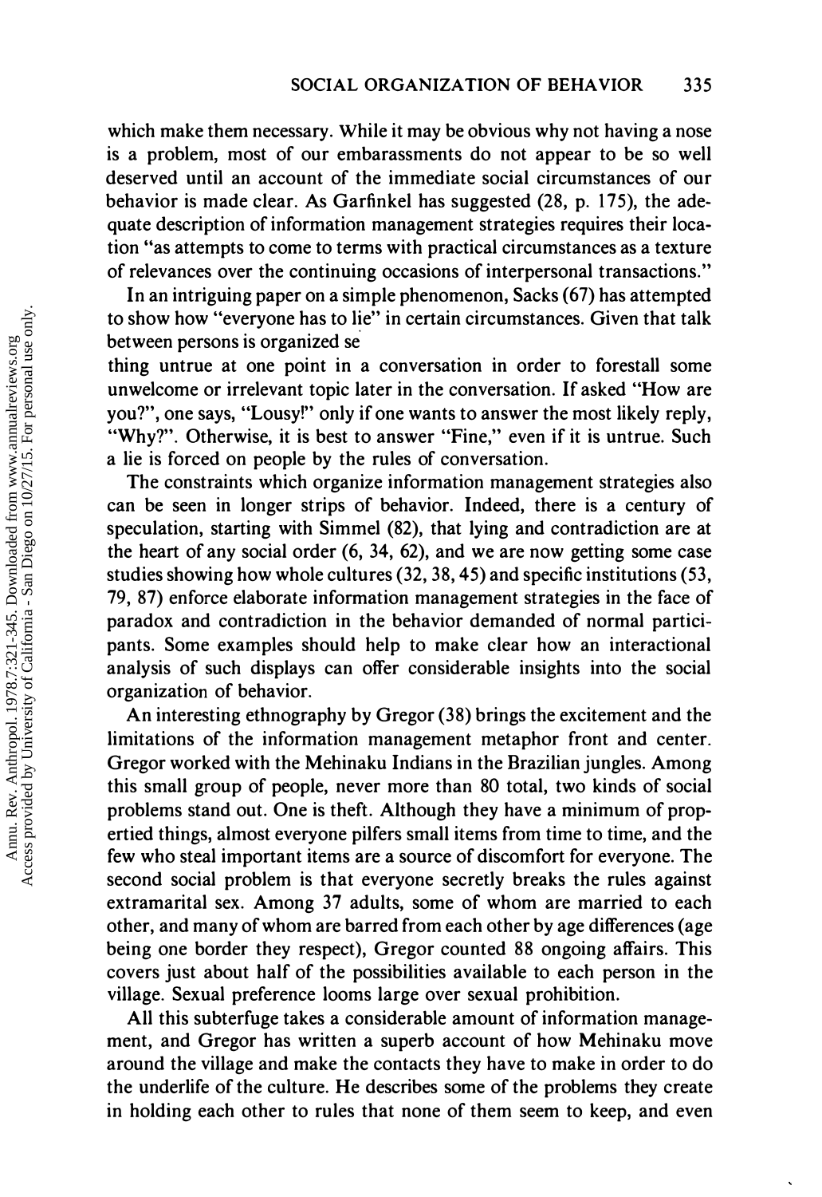which make them necessary. While it may be obvious why not having a nose is a problem, most of our embarassments do not appear to be so well deserved until an account of the immediate social circumstances of our behavior is made clear. As Garfinkel has suggested (28, p. 175), the adequate description of information management strategies requires their location "as attempts to come to terms with practical circumstances as a texture of relevances over the continuing occasions of interpersonal transactions."

In an intriguing paper on a simple phenomenon, Sacks (67) has attempted to show how "everyone has to lie" in certain circumstances. Given that talk between persons is organized se

thing untrue at one point in a conversation in order to forestall some unwelcome or irrelevant topic later in the conversation. If asked "How are you?", one says, "Lousy!" only if one wants to answer the most likely reply, "Why?". Otherwise, it is best to answer "Fine," even if it is untrue. Such a lie is forced on people by the rules of conversation.

The constraints which organize information management strategies also can be seen in longer strips of behavior. Indeed, there is a century of speculation, starting with Simmel (82), that lying and contradiction are at the heart of any social order (6, 34, 62), and we are now getting some case studies showing how whole cultures (32, 38, 45) and specific institutions (53, 79, 87) enforce elaborate information management strategies in the face of paradox and contradiction in the behavior demanded of normal participants. Some examples should help to make clear how an interactional analysis of such displays can offer considerable insights into the social organization of behavior.

An interesting ethnography by Gregor (38) brings the excitement and the limitations of the information management metaphor front and center. Gregor worked with the Mehinaku Indians in the Brazilian jungles. Among this small group of people, never more than 80 total, two kinds of social problems stand out. One is theft. Although they have a minimum of propertied things, almost everyone pilfers small items from time to time, and the few who steal important items are a source of discomfort for everyone. The second social problem is that everyone secretly breaks the rules against extramarital sex. Among 37 adults, some of whom are married to each other, and many of whom are barred from each other by age differences (age being one border they respect), Gregor counted 88 ongoing affairs. This covers just about half of the possibilities available to each person in the village. Sexual preference looms large over sexual prohibition.

All this subterfuge takes a considerable amount of information management, and Gregor has written a superb account of how Mehinaku move around the village and make the contacts they have to make in order to do the underlife of the culture. He describes some of the problems they create in holding each other to rules that none of them seem to keep, and even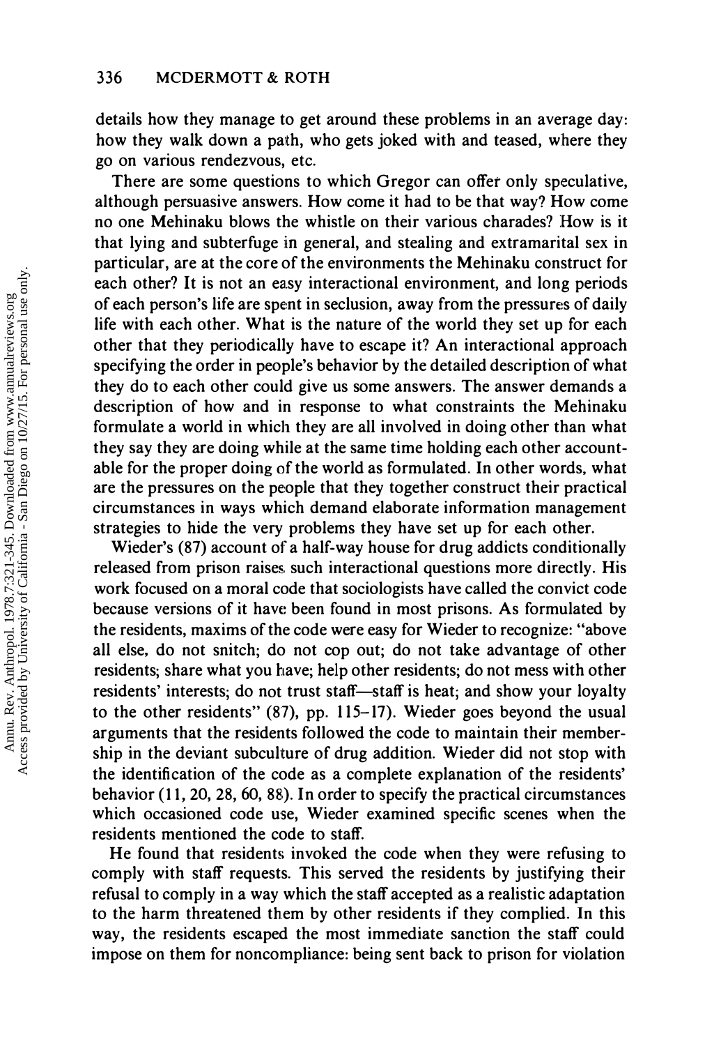details how they manage to get around these problems in an average day: how they walk down a path, who gets joked with and teased, where they go on various rendezvous, etc.

There are some questions to which Gregor can offer only speculative, although persuasive answers. How come it had to be that way? How come no one Mehinaku blows the whistle on their various charades? How is it that lying and subterfuge in general, and stealing and extramarital sex in particular, are at the core of the environments the Mehinaku construct for each other? It is not an easy interactional environment, and long periods of each person's life are spent in seclusion, away from the pressures of daily life with each other. What is the nature of the world they set up for each other that they periodically have to escape it? An interactional approach specifying the order in people's behavior by the detailed description of what they do to each other could give us some answers. The answer demands a description of how and in response to what constraints the Mehinaku formulate a world in which they are all involved in doing other than what they say they are doing while at the same time holding each other accountable for the proper doing of the world as formulated. In other words, what are the pressures on the people that they together construct their practical circumstances in ways which demand elaborate information management strategies to hide the very problems they have set up for each other.

Wieder's (87) account of a half-way house for drug addicts conditionally released from prison raises such interactional questions more directly. His work focused on a moral code that sociologists have called the convict code because versions of it have been found in most prisons. As formulated by the residents, maxims of the code were easy for Wieder to recognize: "above all else, do not snitch; do not cop out; do not take advantage of other residents; share what you have; help other residents; do not mess with other residents' interests; do not trust staff—staff is heat; and show your loyalty to the other residents" (87), pp. 115–17). Wieder goes beyond the usual arguments that the residents followed the code to maintain their membership in the deviant subculture of drug addition. Wieder did not stop with the identification of the code as a complete explanation of the residents' behavior (11, 20, 28, 60, 88). In order to specify the practical circumstances which occasioned code use, Wieder examined specific scenes when the residents mentioned the code to staff.

He found that residents invoked the code when they were refusing to comply with staff requests. This served the residents by justifying their refusal to comply in a way which the staff accepted as a realistic adaptation to the harm threatened them by other residents if they complied. In this way, the residents escaped the most immediate sanction the staff could impose on them for noncompliance: being sent back to prison for violation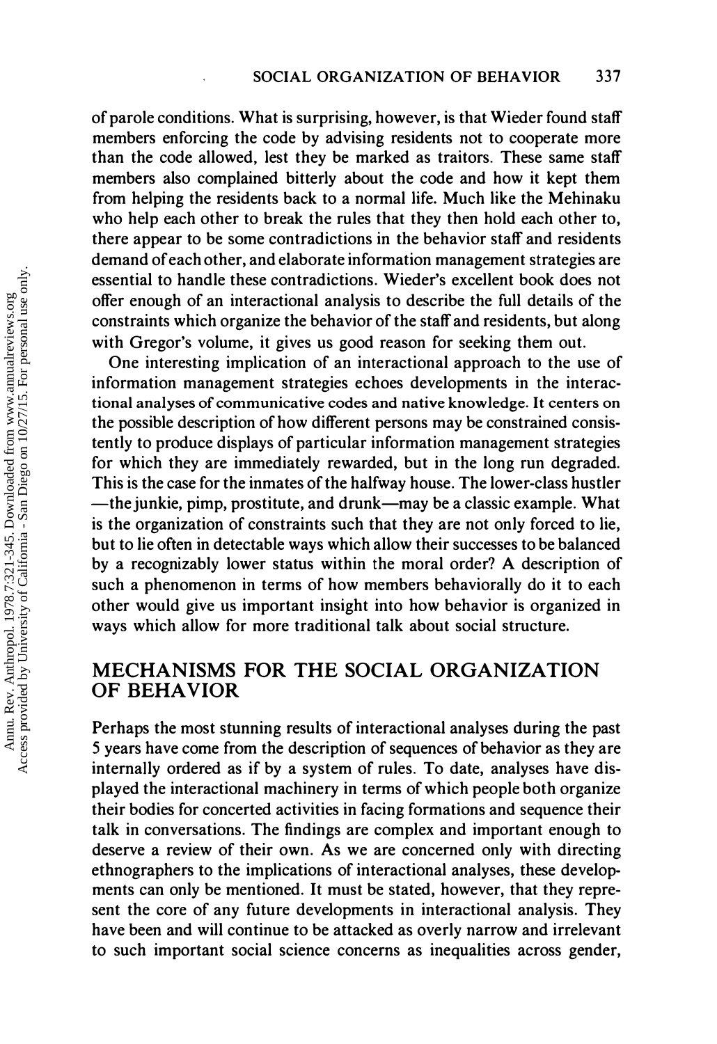of parole conditions. What is surprising, however, is that Wieder found staff members enforcing the code by advising residents not to cooperate more than the code allowed, lest they be marked as traitors. These same staff members also complained bitterly about the code and how it kept them from helping the residents back to a normal life. Much like the Mehinaku who help each other to break the rules that they then hold each other to, there appear to be some contradictions in the behavior staff and residents demand of each other, and elaborate information management strategies are essential to handle these contradictions. Wieder's excellent book does not offer enough of an interactional analysis to describe the full details of the constraints which organize the behavior of the staff and residents, but along with Gregor's volume, it gives us good reason for seeking them out.

One interesting implication of an interactional approach to the use of information management strategies echoes developments in the interactional analyses of communicative codes and native knowledge. It centers on the possible description of how different persons may be constrained consistently to produce displays of particular information management strategies for which they are immediately rewarded, but in the long run degraded. This is the case for the inmates of the halfway house. The lower-class hustler —the junkie, pimp, prostitute, and drunk—may be a classic example. What is the organization of constraints such that they are not only forced to lie, but to lie often in detectable ways which allow their successes to be balanced by a recognizably lower status within the moral order? A description of such a phenomenon in terms of how members behaviorally do it to each other would give us important insight into how behavior is organized in ways which allow for more traditional talk about social structure.

## MECHANISMS FOR THE SOCIAL ORGANIZATION OF BEHAVIOR

Perhaps the most stunning results of interactional analyses during the past 5 years have come from the description of sequences of behavior as they are internally ordered as if by a system of rules. To date, analyses have displayed the interactional machinery in terms of which people both organize their bodies for concerted activities in facing formations and sequence their talk in conversations. The findings are complex and important enough to deserve a review of their own. As we are concerned only with directing ethnographers to the implications of interactional analyses, these developments can only be mentioned. It must be stated, however, that they represent the core of any future developments in interactional analysis. They have been and will continue to be attacked as overly narrow and irrelevant to such important social science concerns as inequalities across gender,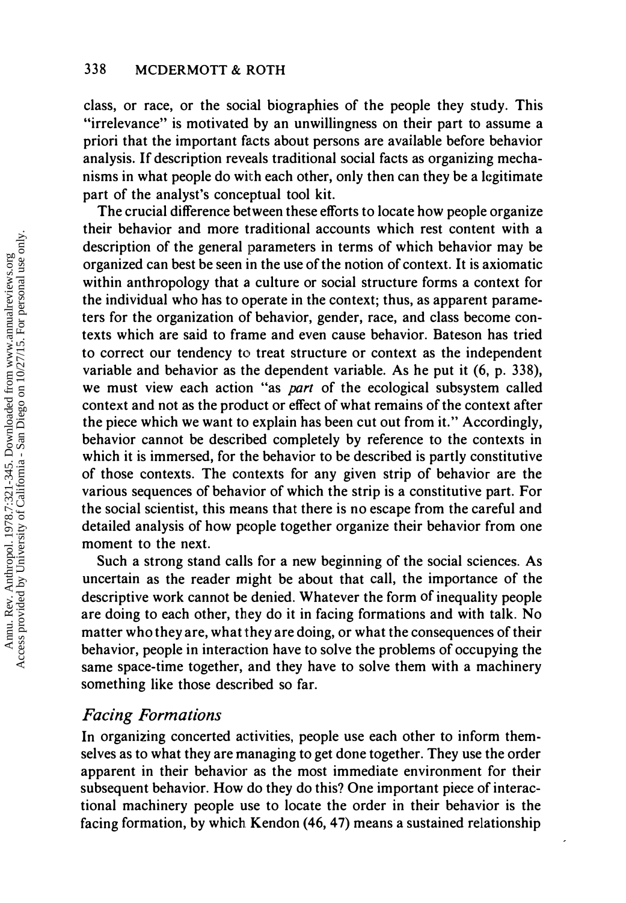class, or race, or the social biographies of the people they study. This "irrelevance" is motivated by an unwillingness on their part to assume a priori that the important facts about persons are available before behavior analysis. If description reveals traditional social facts as organizing mechanisms in what people do with each other, only then can they be a legitimate part of the analyst's conceptual tool kit.

The crucial difference between these efforts to locate how people organize their behavior and more traditional accounts which rest content with a description of the general parameters in terms of which behavior may be organized can best be seen in the use of the notion of context. It is axiomatic within anthropology that a culture or social structure forms a context for the individual who has to operate in the context; thus, as apparent parameters for the organization of behavior, gender, race, and class become contexts which are said to frame and even cause behavior. Bateson has tried to correct our tendency to treat structure or context as the independent variable and behavior as the dependent variable. As he put it (6, p. 338), we must view each action "as *part* of the ecological subsystem called context and not as the product or effect of what remains of the context after the piece which we want to explain has been cut out from it." Accordingly, behavior cannot be described completely by reference to the contexts in which it is immersed, for the behavior to be described is partly constitutive of those contexts. The contexts for any given strip of behavior are the various sequences of behavior of which the strip is a constitutive part. For the social scientist, this means that there is no escape from the careful and detailed analysis of how people together organize their behavior from one moment to the next.

Such a strong stand calls for a new beginning of the social sciences. As uncertain as the reader might be about that call, the importance of the descriptive work cannot be denied. Whatever the form of inequality people are doing to each other, they do it in facing formations and with talk. No matter who they are, what they are doing, or what the consequences of their behavior, people in interaction have to solve the problems of occupying the same space-time together, and they have to solve them with a machinery something like those described so far.

## *Facing Formations*

In organizing concerted activities, people use each other to inform themselves as to what they are managing to get done together. They use the order apparent in their behavior as the most immediate environment for their subsequent behavior. How do they do this? One important piece of interactional machinery people use to locate the order in their behavior is the facing formation, by which Kendon (46, 47) means a sustained relationship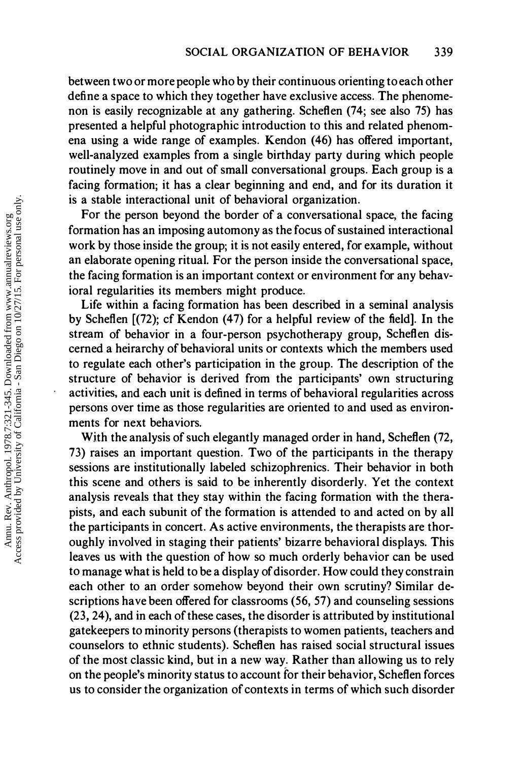between two or more people who by their continuous orienting to each other define a space to which they together have exclusive access. The phenomenon is easily recognizable at any gathering. Scheflen (74; see also 75) has presented a helpful photographic introduction to this and related phenomena using a wide range of examples. Kendon (46) has offered important, well-analyzed examples from a single birthday party during which people routinely move in and out of small conversational groups. Each group is a facing formation; it has a clear beginning and end, and for its duration it is a stable interactional unit of behavioral organization.

For the person beyond the border of a conversational space, the facing formation has an imposing automomy as the focus of sustained interactional work by those inside the group; it is not easily entered, for example, without an elaborate opening ritual. For the person inside the conversational space, the facing formation is an important context or environment for any behavioral regularities its members might produce.

Life within a facing formation has been described in a seminal analysis by Scheflen [(72); cf Kendon (47) for a helpful review of the field]. In the stream of behavior in a four-person psychotherapy group, Scheflen discerned a heirarchy of behavioral units or contexts which the members used to regulate each other's participation in the group. The description of the structure of behavior is derived from the participants' own structuring activities, and each unit is defined in terms of behavioral regularities across persons over time as those regularities are oriented to and used as environments for next behaviors.

With the analysis of such elegantly managed order in hand, Scheflen (72, 73) raises an important question. Two of the participants in the therapy sessions are institutionally labeled schizophrenics. Their behavior in both this scene and others is said to be inherently disorderly. Yet the context analysis reveals that they stay within the facing formation with the therapists, and each subunit of the formation is attended to and acted on by all the participants in concert. As active environments, the therapists are thoroughly involved in staging their patients' bizarre behavioral displays. This leaves us with the question of how so much orderly behavior can be used to manage what is held to be a display of disorder. How could they constrain each other to an order somehow beyond their own scrutiny? Similar descriptions have been offered for classrooms (56, 57) and counseling sessions (23, 24), and in each of these cases, the disorder is attributed by institutional gatekeepers to minority persons (therapists to women patients, teachers and counselors to ethnic students). Scheflen has raised social structural issues of the most classic kind, but in a new way. Rather than allowing us to rely on the people's minority status to account for their behavior, Scheflen forces us to consider the organization of contexts in terms of which such disorder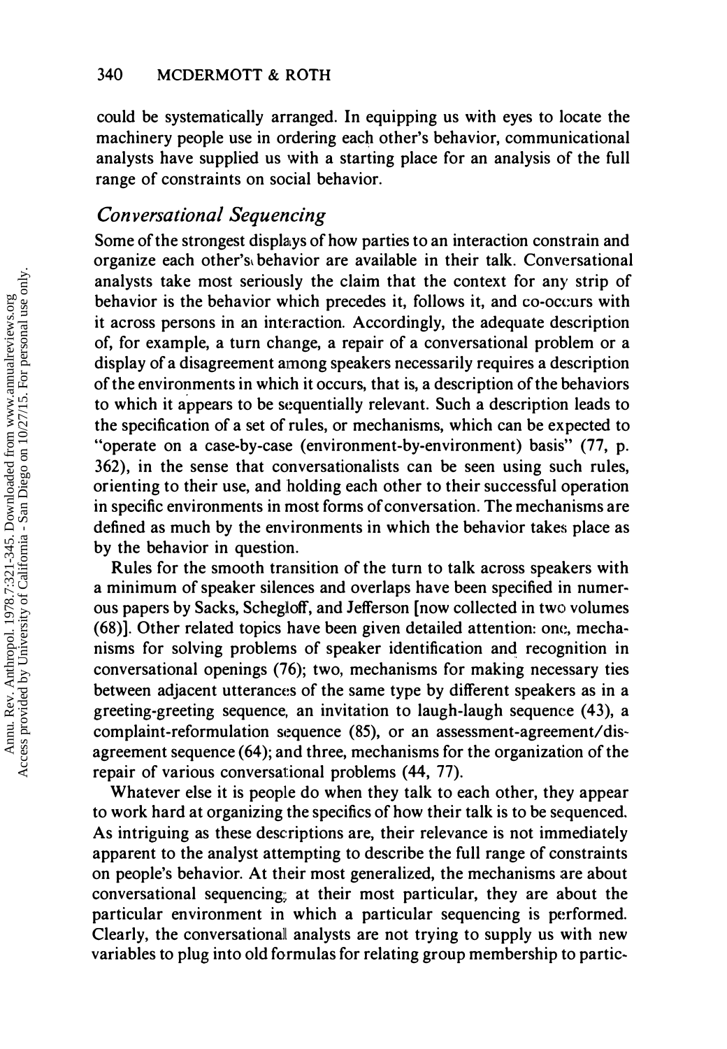could be systematically arranged. In equipping us with eyes to locate the machinery people use in ordering each other's behavior, communicational analysts have supplied us with a starting place for an analysis of the full range of constraints on social behavior.

## *Conversational Sequencing*

Some of the strongest displays of how parties to an interaction constrain and organize each other's behavior are available in their talk. Conversational analysts take most seriously the claim that the context for any strip of behavior is the behavior which precedes it, follows it, and co-occurs with it across persons in an interaction. Accordingly, the adequate description of, for example, a turn change, a repair of a conversational problem or a display of a disagreement among speakers necessarily requires a description of the environments in which it occurs, that is, a description of the behaviors to which it appears to be sequentially relevant. Such a description leads to the specification of a set of rules, or mechanisms, which can be expected to "operate on a case-by-case (environment-by-environment) basis" (77, p. 362), in the sense that conversationalists can be seen using such rules, orienting to their use, and holding each other to their successful operation in specific environments in most forms of conversation. The mechanisms are defined as much by the environments in which the behavior takes place as by the behavior in question.

Rules for the smooth transition of the turn to talk across speakers with a minimum of speaker silences and overlaps have been specified in numerous papers by Sacks, Schegloff, and Jefferson [now collected in two volumes (68)]. Other related topics have been given detailed attention: one, mechanisms for solving problems of speaker identification and recognition in conversational openings (76); two, mechanisms for making necessary ties between adjacent utterances of the same type by different speakers as in a greeting-greeting sequence, an invitation to laugh-laugh sequence (43), a complaint-reformulation sequence (85), or an assessment-agreement/disagreement sequence (64); and three, mechanisms for the organization of the repair of various conversational problems (44, 77).

Whatever else it is people do when they talk to each other, they appear to work hard at organizing the specifics of how their talk is to be sequenced. As intriguing as these descriptions are, their relevance is not immediately apparent to the analyst attempting to describe the full range of constraints on people's behavior. At their most generalized, the mechanisms are about conversational sequencing; at their most particular, they are about the particular environment in which a particular sequencing is performed. Clearly, the conversational analysts are not trying to supply us with new variables to plug into old formulas for relating group membership to partic-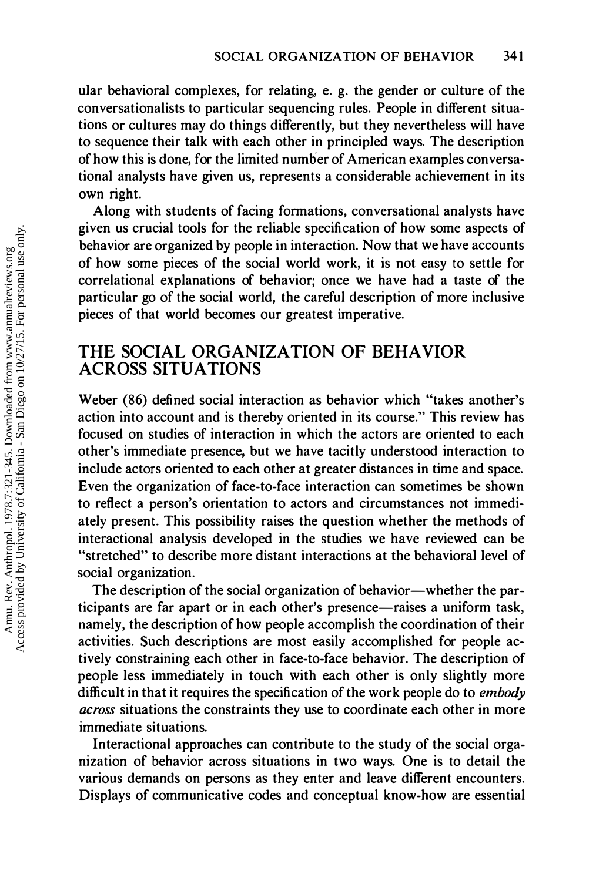ular behavioral complexes, for relating, e. g. the gender or culture of the conversationalists to particular sequencing rules. People in different situations or cultures may do things differently, but they nevertheless will have to sequence their talk with each other in principled ways. The description of how this is done, for the limited number of American examples conversational analysts have given us, represents a considerable achievement in its own right.

Along with students of facing formations, conversational analysts have given us crucial tools for the reliable specification of how some aspects of behavior are organized by people in interaction. Now that we have accounts of how some pieces of the social world work, it is not easy to settle for correlational explanations of behavior; once we have had a taste of the particular go of the social world, the careful description of more inclusive pieces of that world becomes our greatest imperative.

## THE SOCIAL ORGANIZATION OF BEHAVIOR ACROSS SITUATIONS

Weber (86) defined social interaction as behavior which "takes another's action into account and is thereby oriented in its course." This review has focused on studies of interaction in which the actors are oriented to each other's immediate presence, but we have tacitly understood interaction to include actors oriented to each other at greater distances in time and space. Even the organization of face-to-face interaction can sometimes be shown to reflect a person's orientation to actors and circumstances not immediately present. This possibility raises the question whether the methods of interactional analysis developed in the studies we have reviewed can be "stretched" to describe more distant interactions at the behavioral level of social organization.

The description of the social organization of behavior—whether the participants are far apart or in each other's presence—raises a uniform task, namely, the description of how people accomplish the coordination of their activities. Such descriptions are most easily accomplished for people actively constraining each other in face-to-face behavior. The description of people less immediately in touch with each other is only slightly more difficult in that it requires the specification of the work people do to *embody across* situations the constraints they use to coordinate each other in more immediate situations.

Interactional approaches can contribute to the study of the social organization of behavior across situations in two ways. One is to detail the various demands on persons as they enter and leave different encounters. Displays of communicative codes and conceptual know-how are essential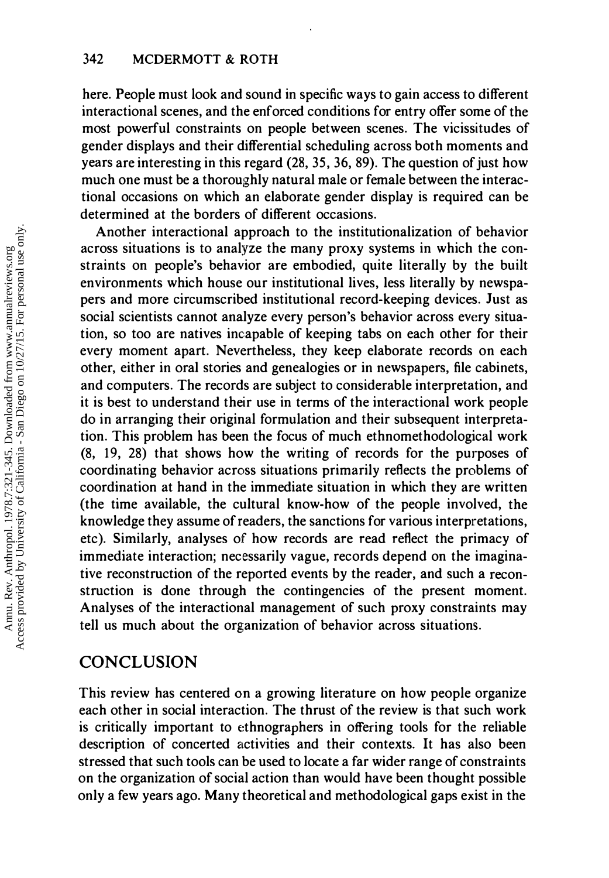here. People must look and sound in specific ways to gain access to different interactional scenes, and the enforced conditions for entry offer some of the most powerful constraints on people between scenes. The vicissitudes of gender displays and their differential scheduling across both moments and years are interesting in this regard (28, 35, 36, 89). The question of just how much one must be a thoroughly natural male or female between the interactional occasions on which an elaborate gender display is required can be determined at the borders of different occasions.

Another interactional approach to the institutionalization of behavior across situations is to analyze the many proxy systems in which the constraints on people's behavior are embodied, quite literally by the built environments which house our institutional lives, less literally by newspapers and more circumscribed institutional record-keeping devices. Just as social scientists cannot analyze every person's behavior across every situation, so too are natives incapable of keeping tabs on each other for their every moment apart. Nevertheless, they keep elaborate records on each other, either in oral stories and genealogies or in newspapers, file cabinets, and computers. The records are subject to considerable interpretation, and it is best to understand their use in terms of the interactional work people do in arranging their original formulation and their subsequent interpretation. This problem has been the focus of much ethnomethodological work (8, 19, 28) that shows how the writing of records for the purposes of coordinating behavior across situations primarily reflects the problems of coordination at hand in the immediate situation in which they are written (the time available, the cultural know-how of the people involved, the knowledge they assume of readers, the sanctions for various interpretations, etc). Similarly, analyses of how records are read reflect the primacy of immediate interaction; necessarily vague, records depend on the imaginative reconstruction of the reported events by the reader, and such a reconstruction is done through the contingencies of the present moment. Analyses of the interactional management of such proxy constraints may tell us much about the organization of behavior across situations.

## CONCLUSION

This review has centered on a growing literature on how people organize each other in social interaction. The thrust of the review is that such work is critically important to ethnographers in offering tools for the reliable description of concerted activities and their contexts. It has also been stressed that such tools can be used to locate a far wider range of constraints on the organization of social action than would have been thought possible only a few years ago. Many theoretical and methodological gaps exist in the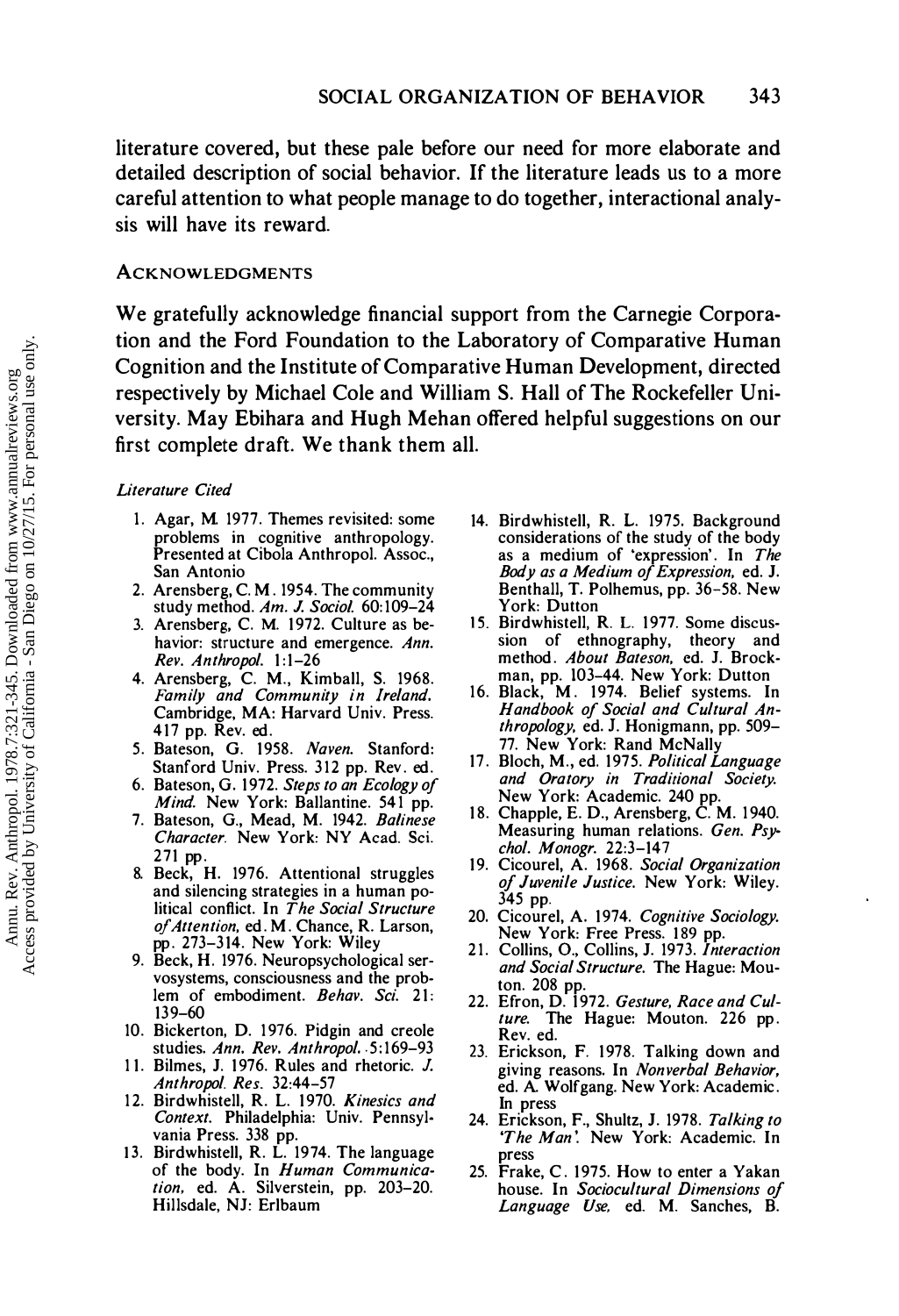literature covered, but these pale before our need for more elaborate and detailed description of social behavior. If the literature leads us to a more careful attention to what people manage to do together, interactional analysis will have its reward.

## ACKNOWLEDGMENTS

We gratefully acknowledge financial support from the Carnegie Corporation and the Ford Foundation to the Laboratory of Comparative Human Cognition and the Institute of Comparative Human Development, directed respectively by Michael Cole and William S. Hall of The Rockefeller University. May Ebihara and Hugh Mehan offered helpful suggestions on our first complete draft. We thank them all.

### *Literature Cited*

1. Agar, M. 1977. Themes revisited: some problems in cognitive anthropology. Presented at Cibola Anthropol. Assoc., San Antonio
2. Arensberg, C. M. 1954. The community study method. *Am. J. Sociol.* 60:109–24
3. Arensberg, C. M. 1972. Culture as behavior: structure and emergence. *Ann. Rev. Anthropol.* 1:1–26
4. Arensberg, C. M., Kimball, S. 1968. *Family and Community in Ireland.* Cambridge, MA: Harvard Univ. Press. 417 pp. Rev. ed.
5. Bateson, G. 1958. *Naven.* Stanford: Stanford Univ. Press. 312 pp. Rev. ed.
6. Bateson, G. 1972. *Steps to an Ecology of Mind.* New York: Ballantine. 541 pp.
7. Bateson, G., Mead, M. 1942. *Balinese Character.* New York: NY Acad. Sci. 271 pp.
8. Beck, H. 1976. Attentional struggles and silencing strategies in a human political conflict. In *The Social Structure of Attention,* ed. M. Chance, R. Larson, pp. 273–314. New York: Wiley
9. Beck, H. 1976. Neuropsychological servosystems, consciousness and the problem of embodiment. *Behav. Sci.* 21: 139–60
10. Bickerton, D. 1976. Pidgin and creole studies. *Ann. Rev. Anthropol.* 5:169–93
11. Bilmes, J. 1976. Rules and rhetoric. *J. Anthropol. Res.* 32:44–57
12. Birdwhistell, R. L. 1970. *Kinesics and Context.* Philadelphia: Univ. Pennsylvania Press. 338 pp.
13. Birdwhistell, R. L. 1974. The language of the body. In *Human Communication,* ed. A. Silverstein, pp. 203–20. Hillsdale, NJ: Erlbaum
14. Birdwhistell, R. L. 1975. Background considerations of the study of the body as a medium of 'expression'. In *The Body as a Medium of Expression,* ed. J. Benthall, T. Polhemus, pp. 36–58. New York: Dutton
15. Birdwhistell, R. L. 1977. Some discussion of ethnography, theory and method. *About Bateson,* ed. J. Brockman, pp. 103–44. New York: Dutton
16. Black, M. 1974. Belief systems. In *Handbook of Social and Cultural Anthropology,* ed. J. Honigmann, pp. 509–77. New York: Rand McNally
17. Bloch, M., ed. 1975. *Political Language and Oratory in Traditional Society.* New York: Academic. 240 pp.
18. Chapple, E. D., Arensberg, C. M. 1940. Measuring human relations. *Gen. Psychol. Monogr.* 22:3–147
19. Cicourel, A. 1968. *Social Organization of Juvenile Justice.* New York: Wiley. 345 pp.
20. Cicourel, A. 1974. *Cognitive Sociology.* New York: Free Press. 189 pp.
21. Collins, O., Collins, J. 1973. *Interaction and Social Structure.* The Hague: Mouton. 208 pp.
22. Efron, D. 1972. *Gesture, Race and Culture.* The Hague: Mouton. 226 pp. Rev. ed.
23. Erickson, F. 1978. Talking down and giving reasons. In *Nonverbal Behavior,* ed. A. Wolfgang. New York: Academic. In press
24. Erickson, F., Shultz, J. 1978. *Talking to 'The Man'.* New York: Academic. In press
25. Frake, C. 1975. How to enter a Yakan house. In *Sociocultural Dimensions of Language Use,* ed. M. Sanches, B.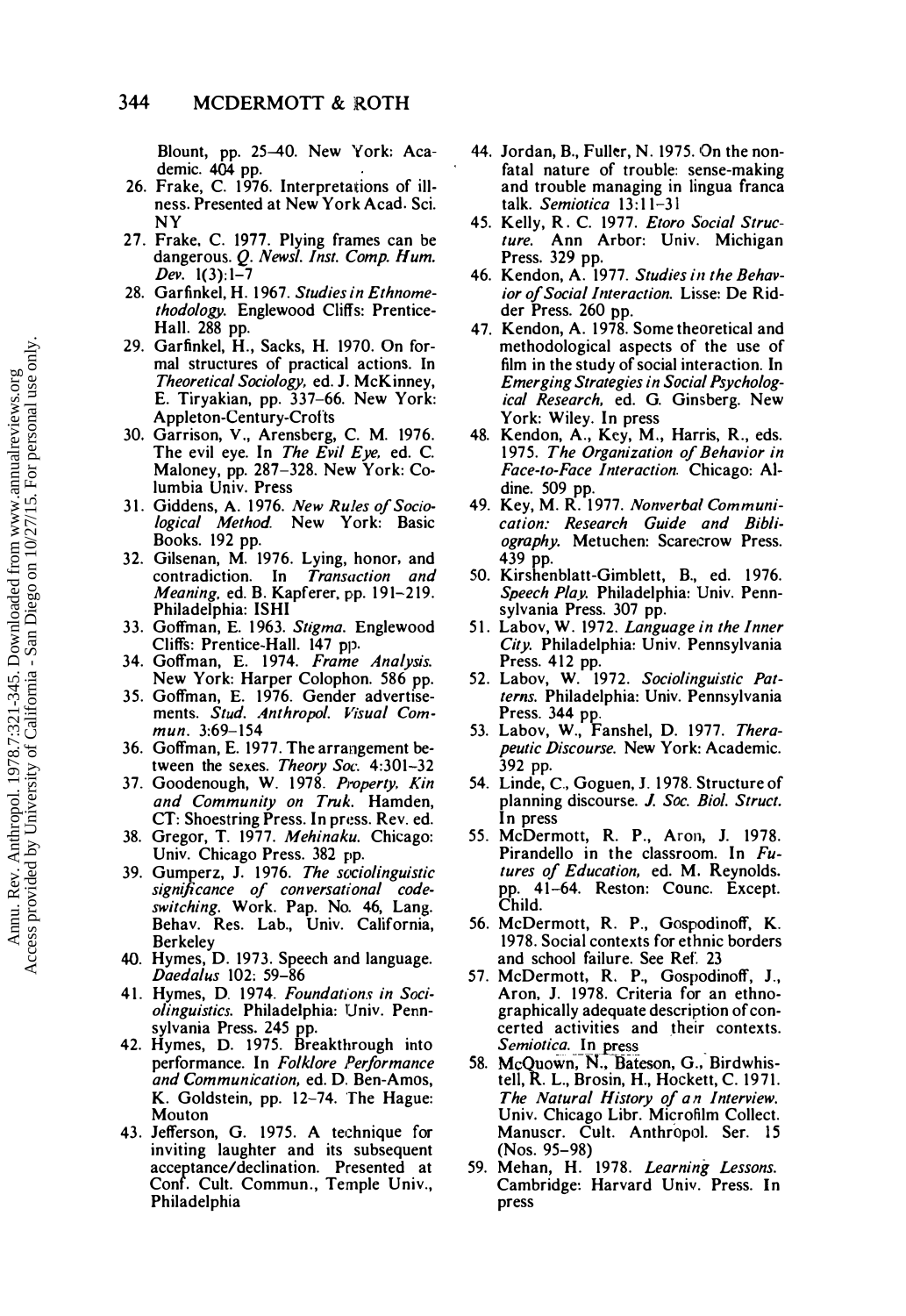Blount, pp. 25–40. New York: Academic. 404 pp.

26. Frake, C. 1976. Interpretations of illness. Presented at New York Acad. Sci. NY
27. Frake, C. 1977. Plying frames can be dangerous. *Q. Newsl. Inst. Comp. Hum. Dev.* 1(3):1–7
28. Garfinkel, H. 1967. *Studies in Ethnomethodology.* Englewood Cliffs: Prentice-Hall. 288 pp.
29. Garfinkel, H., Sacks, H. 1970. On formal structures of practical actions. In *Theoretical Sociology,* ed. J. McKinney, E. Tiryakian, pp. 337–66. New York: Appleton-Century-Crofts
30. Garrison, V., Arensberg, C. M. 1976. The evil eye. In *The Evil Eye,* ed. C. Maloney, pp. 287–328. New York: Columbia Univ. Press
31. Giddens, A. 1976. *New Rules of Sociological Method.* New York: Basic Books. 192 pp.
32. Gilsenan, M. 1976. Lying, honor, and contradiction. In *Transaction and Meaning,* ed. B. Kapferer, pp. 191–219. Philadelphia: ISHI
33. Goffman, E. 1963. *Stigma.* Englewood Cliffs: Prentice-Hall. 147 pp.
34. Goffman, E. 1974. *Frame Analysis.* New York: Harper Colophon. 586 pp.
35. Goffman, E. 1976. Gender advertisements. *Stud. Anthropol. Visual Commun.* 3:69–154
36. Goffman, E. 1977. The arrangement between the sexes. *Theory Soc.* 4:301–32
37. Goodenough, W. 1978. *Property, Kin and Community on Truk.* Hamden, CT: Shoestring Press. In press. Rev. ed.
38. Gregor, T. 1977. *Mehinaku.* Chicago: Univ. Chicago Press. 382 pp.
39. Gumperz, J. 1976. *The sociolinguistic significance of conversational codeswitching.* Work. Pap. No. 46, Lang. Behav. Res. Lab., Univ. California, Berkeley
40. Hymes, D. 1973. Speech and language. *Daedalus* 102: 59–86
41. Hymes, D. 1974. *Foundations in Sociolinguistics.* Philadelphia: Univ. Pennsylvania Press. 245 pp.
42. Hymes, D. 1975. Breakthrough into performance. In *Folklore Performance and Communication,* ed. D. Ben-Amos, K. Goldstein, pp. 12–74. The Hague: Mouton
43. Jefferson, G. 1975. A technique for inviting laughter and its subsequent acceptance/declination. Presented at Conf. Cult. Commun., Temple Univ., Philadelphia
44. Jordan, B., Fuller, N. 1975. On the nonfatal nature of trouble: sense-making and trouble managing in lingua franca talk. *Semiotica* 13:11–31
45. Kelly, R. C. 1977. *Etoro Social Structure.* Ann Arbor: Univ. Michigan Press. 329 pp.
46. Kendon, A. 1977. *Studies in the Behavior of Social Interaction.* Lisse: De Ridder Press. 260 pp.
47. Kendon, A. 1978. Some theoretical and methodological aspects of the use of film in the study of social interaction. In *Emerging Strategies in Social Psychological Research,* ed. G. Ginsberg. New York: Wiley. In press
48. Kendon, A., Key, M., Harris, R., eds. 1975. *The Organization of Behavior in Face-to-Face Interaction.* Chicago: Aldine. 509 pp.
49. Key, M. R. 1977. *Nonverbal Communication: Research Guide and Bibliography.* Metuchen: Scarecrow Press. 439 pp.
50. Kirshenblatt-Gimblett, B., ed. 1976. *Speech Play.* Philadelphia: Univ. Pennsylvania Press. 307 pp.
51. Labov, W. 1972. *Language in the Inner City.* Philadelphia: Univ. Pennsylvania Press. 412 pp.
52. Labov, W. 1972. *Sociolinguistic Patterns.* Philadelphia: Univ. Pennsylvania Press. 344 pp.
53. Labov, W., Fanshel, D. 1977. *Therapeutic Discourse.* New York: Academic. 392 pp.
54. Linde, C., Goguen, J. 1978. Structure of planning discourse. *J. Soc. Biol. Struct.* In press
55. McDermott, R. P., Aron, J. 1978. Pirandello in the classroom. In *Futures of Education,* ed. M. Reynolds. pp. 41–64. Reston: Counc. Except. Child.
56. McDermott, R. P., Gospodinoff, K. 1978. Social contexts for ethnic borders and school failure. See Ref. 23
57. McDermott, R. P., Gospodinoff, J., Aron, J. 1978. Criteria for an ethnographically adequate description of concerted activities and their contexts. *Semiotica.* In press
58. McQuown, N., Bateson, G., Birdwhistell, R. L., Brosin, H., Hockett, C. 1971. *The Natural History of an Interview.* Univ. Chicago Libr. Microfilm Collect. Manuscr. Cult. Anthropol. Ser. 15 (Nos. 95–98)
59. Mehan, H. 1978. *Learning Lessons.* Cambridge: Harvard Univ. Press. In press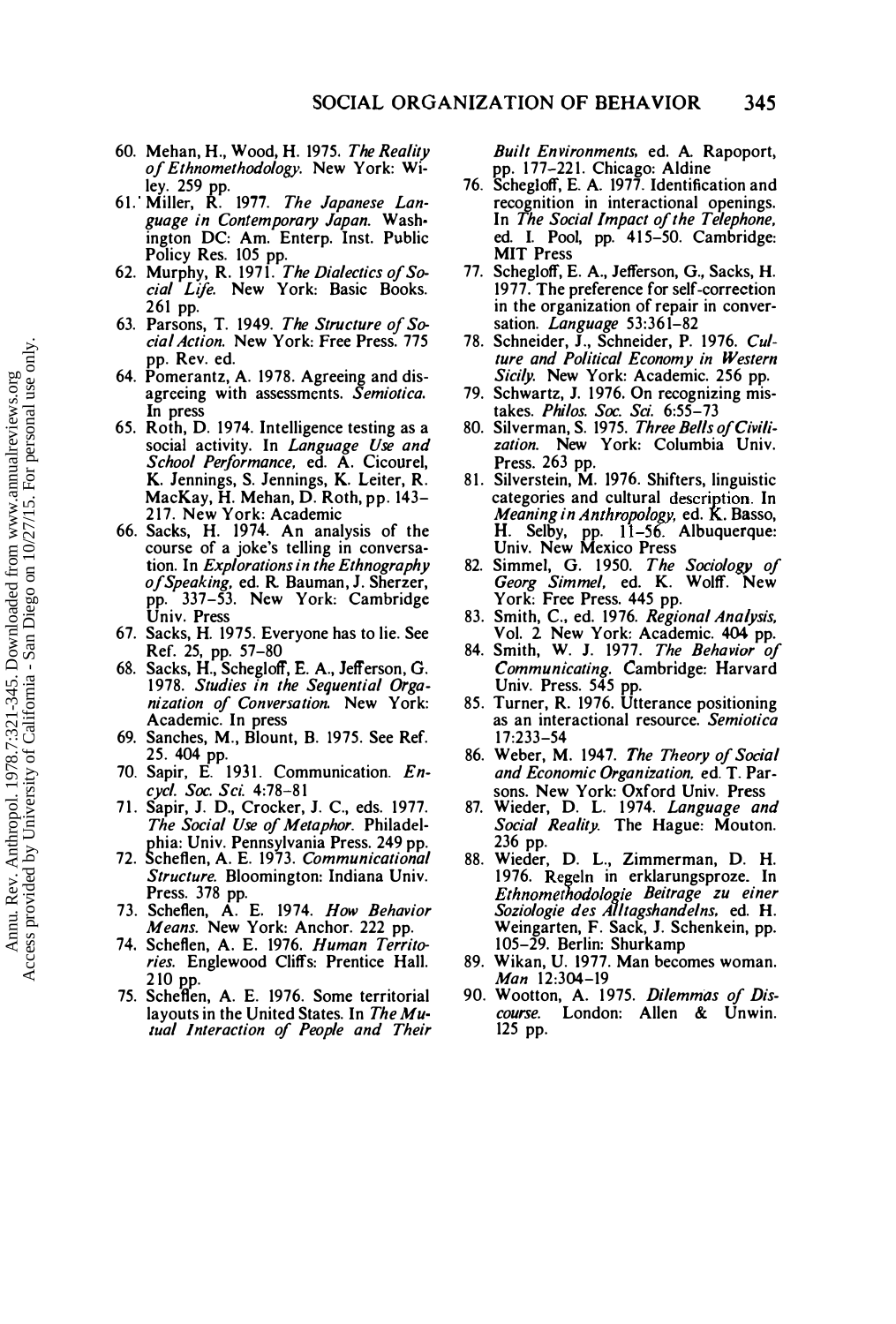60. Mehan, H., Wood, H. 1975. *The Reality of Ethnomethodology*. New York: Wiley. 259 pp.
61. Miller, R. 1977. *The Japanese Language in Contemporary Japan*. Washington DC: Am. Enterp. Inst. Public Policy Res. 105 pp.
62. Murphy, R. 1971. *The Dialectics of Social Life*. New York: Basic Books. 261 pp.
63. Parsons, T. 1949. *The Structure of Social Action*. New York: Free Press. 775 pp. Rev. ed.
64. Pomerantz, A. 1978. Agreeing and disagreeing with assessments. *Semiotica*. In press
65. Roth, D. 1974. Intelligence testing as a social activity. In *Language Use and School Performance*, ed. A. Cicourel, K. Jennings, S. Jennings, K. Leiter, R. MacKay, H. Mehan, D. Roth, pp. 143–217. New York: Academic
66. Sacks, H. 1974. An analysis of the course of a joke's telling in conversation. In *Explorations in the Ethnography of Speaking*, ed. R. Bauman, J. Sherzer, pp. 337–53. New York: Cambridge Univ. Press
67. Sacks, H. 1975. Everyone has to lie. See Ref. 25, pp. 57–80
68. Sacks, H., Schegloff, E. A., Jefferson, G. 1978. *Studies in the Sequential Organization of Conversation*. New York: Academic. In press
69. Sanches, M., Blount, B. 1975. See Ref. 25. 404 pp.
70. Sapir, E. 1931. Communication. *Encycl. Soc. Sci.* 4:78–81
71. Sapir, J. D., Crocker, J. C., eds. 1977. *The Social Use of Metaphor*. Philadelphia: Univ. Pennsylvania Press. 249 pp.
72. Scheflen, A. E. 1973. *Communicational Structure*. Bloomington: Indiana Univ. Press. 378 pp.
73. Scheflen, A. E. 1974. *How Behavior Means*. New York: Anchor. 222 pp.
74. Scheflen, A. E. 1976. *Human Territories*. Englewood Cliffs: Prentice Hall. 210 pp.
75. Scheflen, A. E. 1976. Some territorial layouts in the United States. In *The Mutual Interaction of People and Their Built Environments*, ed. A. Rapoport, pp. 177–221. Chicago: Aldine
76. Schegloff, E. A. 1977. Identification and recognition in interactional openings. In *The Social Impact of the Telephone*, ed. I. Pool, pp. 415–50. Cambridge: MIT Press
77. Schegloff, E. A., Jefferson, G., Sacks, H. 1977. The preference for self-correction in the organization of repair in conversation. *Language* 53:361–82
78. Schneider, J., Schneider, P. 1976. *Culture and Political Economy in Western Sicily*. New York: Academic. 256 pp.
79. Schwartz, J. 1976. On recognizing mistakes. *Philos. Soc. Sci.* 6:55–73
80. Silverman, S. 1975. *Three Bells of Civilization*. New York: Columbia Univ. Press. 263 pp.
81. Silverstein, M. 1976. Shifters, linguistic categories and cultural description. In *Meaning in Anthropology*, ed. K. Basso, H. Selby, pp. 11–56. Albuquerque: Univ. New Mexico Press
82. Simmel, G. 1950. *The Sociology of Georg Simmel*, ed. K. Wolff. New York: Free Press. 445 pp.
83. Smith, C., ed. 1976. *Regional Analysis*, Vol. 2. New York: Academic. 404 pp.
84. Smith, W. J. 1977. *The Behavior of Communicating*. Cambridge: Harvard Univ. Press. 545 pp.
85. Turner, R. 1976. Utterance positioning as an interactional resource. *Semiotica* 17:233–54
86. Weber, M. 1947. *The Theory of Social and Economic Organization*, ed. T. Parsons. New York: Oxford Univ. Press
87. Wieder, D. L. 1974. *Language and Social Reality*. The Hague: Mouton. 236 pp.
88. Wieder, D. L., Zimmerman, D. H. 1976. Regeln in erklarungsproze. In *Ethnomethodologie Beitrage zu einer Soziologie des Alltagshandelns*, ed. H. Weingarten, F. Sack, J. Schenkein, pp. 105–29. Berlin: Shurkamp
89. Wikan, U. 1977. Man becomes woman. *Man* 12:304–19
90. Wootton, A. 1975. *Dilemmas of Discourse*. London: Allen & Unwin. 125 pp.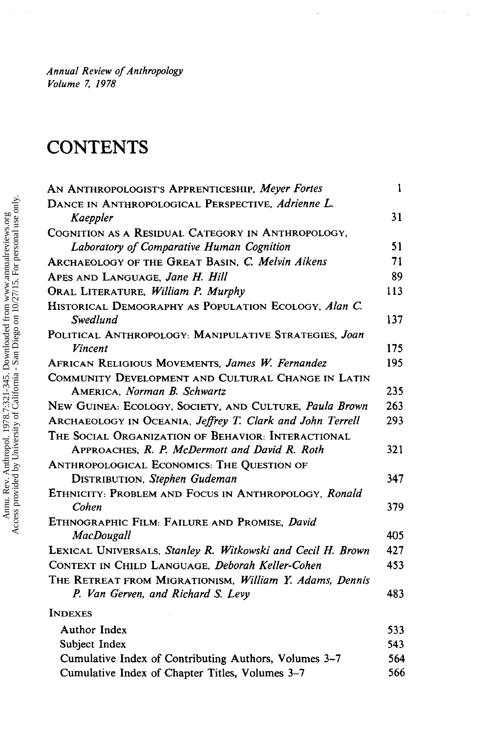*Annual Review of Anthropology*
*Volume 7, 1978*

# CONTENTS

| | |
|---|---|
| AN ANTHROPOLOGIST'S APPRENTICESHIP, *Meyer Fortes* | 1 |
| DANCE IN ANTHROPOLOGICAL PERSPECTIVE, *Adrienne L. Kaeppler* | 31 |
| COGNITION AS A RESIDUAL CATEGORY IN ANTHROPOLOGY, *Laboratory of Comparative Human Cognition* | 51 |
| ARCHAEOLOGY OF THE GREAT BASIN, *C. Melvin Aikens* | 71 |
| APES AND LANGUAGE, *Jane H. Hill* | 89 |
| ORAL LITERATURE, *William P. Murphy* | 113 |
| HISTORICAL DEMOGRAPHY AS POPULATION ECOLOGY, *Alan C. Swedlund* | 137 |
| POLITICAL ANTHROPOLOGY: MANIPULATIVE STRATEGIES, *Joan Vincent* | 175 |
| AFRICAN RELIGIOUS MOVEMENTS, *James W. Fernandez* | 195 |
| COMMUNITY DEVELOPMENT AND CULTURAL CHANGE IN LATIN AMERICA, *Norman B. Schwartz* | 235 |
| NEW GUINEA: ECOLOGY, SOCIETY, AND CULTURE, *Paula Brown* | 263 |
| ARCHAEOLOGY IN OCEANIA, *Jeffrey T. Clark and John Terrell* | 293 |
| THE SOCIAL ORGANIZATION OF BEHAVIOR: INTERACTIONAL APPROACHES, *R. P. McDermott and David R. Roth* | 321 |
| ANTHROPOLOGICAL ECONOMICS: THE QUESTION OF DISTRIBUTION, *Stephen Gudeman* | 347 |
| ETHNICITY: PROBLEM AND FOCUS IN ANTHROPOLOGY, *Ronald Cohen* | 379 |
| ETHNOGRAPHIC FILM: FAILURE AND PROMISE, *David MacDougall* | 405 |
| LEXICAL UNIVERSALS, *Stanley R. Witkowski and Cecil H. Brown* | 427 |
| CONTEXT IN CHILD LANGUAGE, *Deborah Keller-Cohen* | 453 |
| THE RETREAT FROM MIGRATIONISM, *William Y. Adams, Dennis P. Van Gerven, and Richard S. Levy* | 483 |
| INDEXES | |
| Author Index | 533 |
| Subject Index | 543 |
| Cumulative Index of Contributing Authors, Volumes 3–7 | 564 |
| Cumulative Index of Chapter Titles, Volumes 3–7 | 566 |